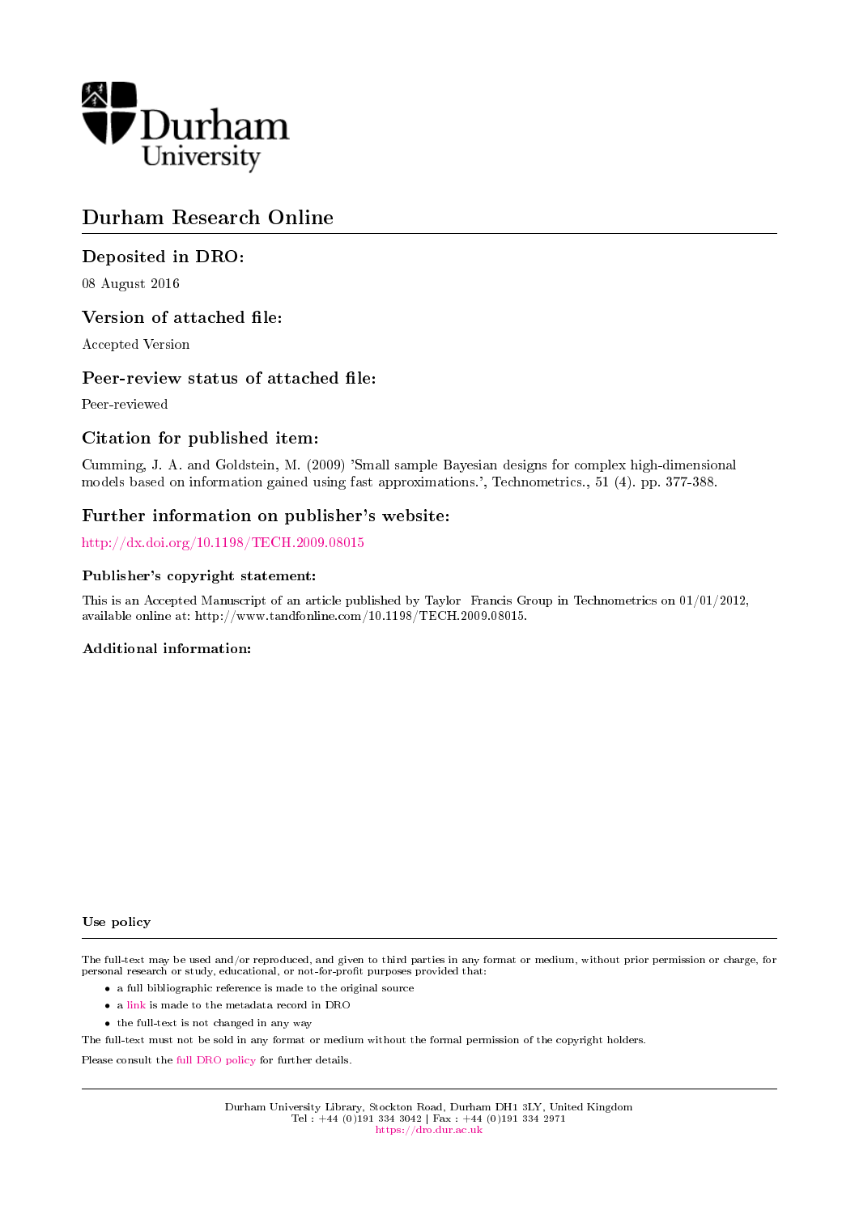Durham University

# Durham Research Online

## Deposited in DRO:

08 August 2016

## Version of attached file:

Accepted Version

## Peer-review status of attached file:

Peer-reviewed

## Citation for published item:

Cumming, J. A. and Goldstein, M. (2009) 'Small sample Bayesian designs for complex high-dimensional models based on information gained using fast approximations.', Technometrics., 51 (4). pp. 377-388.

## Further information on publisher's website:

http://dx.doi.org/10.1198/TECH.2009.08015

### Publisher's copyright statement:

This is an Accepted Manuscript of an article published by Taylor Francis Group in Technometrics on 01/01/2012, available online at: http://www.tandfonline.com/10.1198/TECH.2009.08015.

### Additional information:

#### Use policy

The full-text may be used and/or reproduced, and given to third parties in any format or medium, without prior permission or charge, for personal research or study, educational, or not-for-profit purposes provided that:

- a full bibliographic reference is made to the original source
- a link is made to the metadata record in DRO
- the full-text is not changed in any way

The full-text must not be sold in any format or medium without the formal permission of the copyright holders.

Please consult the full DRO policy for further details.

Durham University Library, Stockton Road, Durham DH1 3LY, United Kingdom
Tel : +44 (0)191 334 3042 | Fax : +44 (0)191 334 2971
https://dro.dur.ac.uk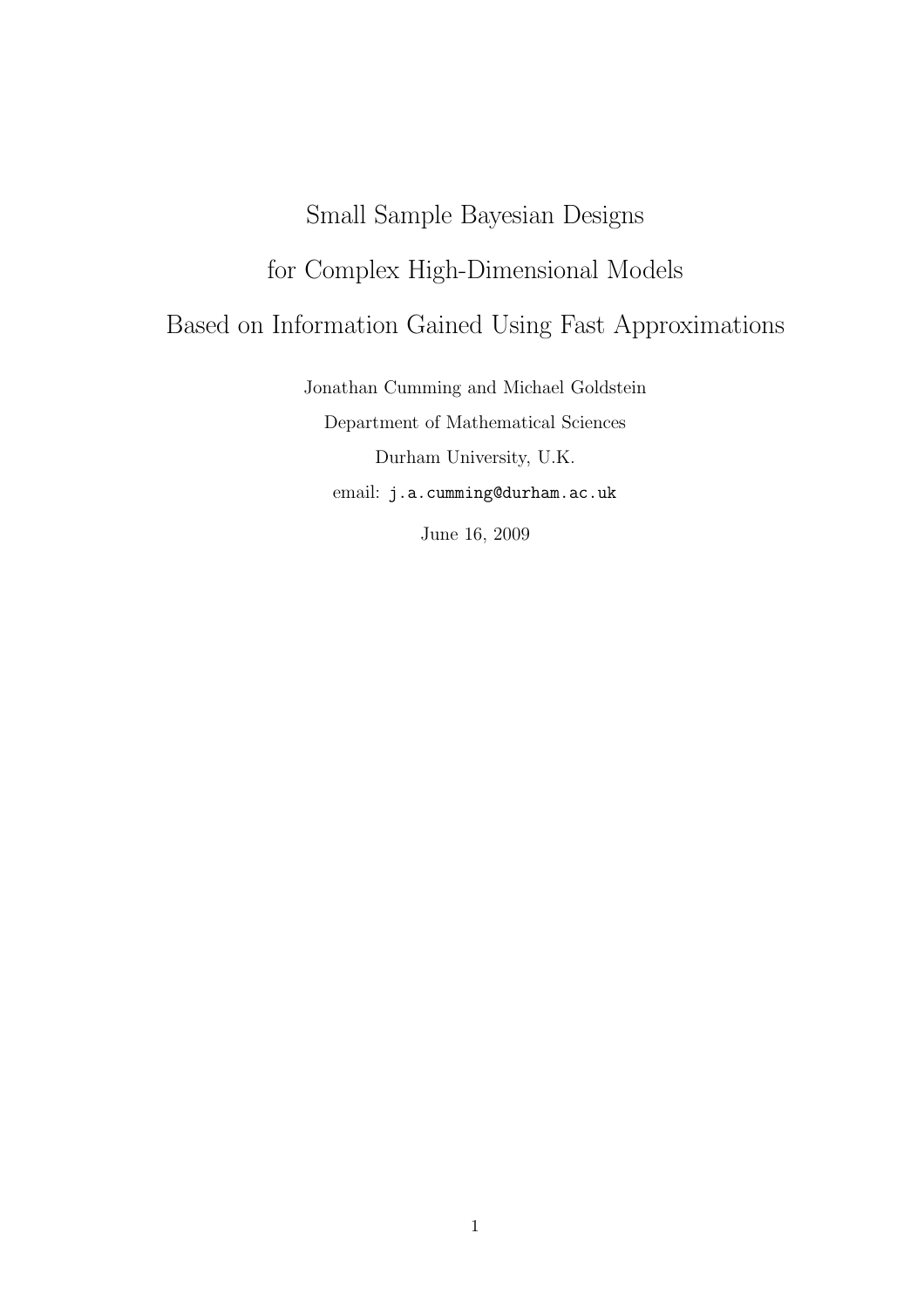# Small Sample Bayesian Designs for Complex High-Dimensional Models Based on Information Gained Using Fast Approximations

Jonathan Cumming and Michael Goldstein

Department of Mathematical Sciences

Durham University, U.K.

email: j.a.cumming@durham.ac.uk

June 16, 2009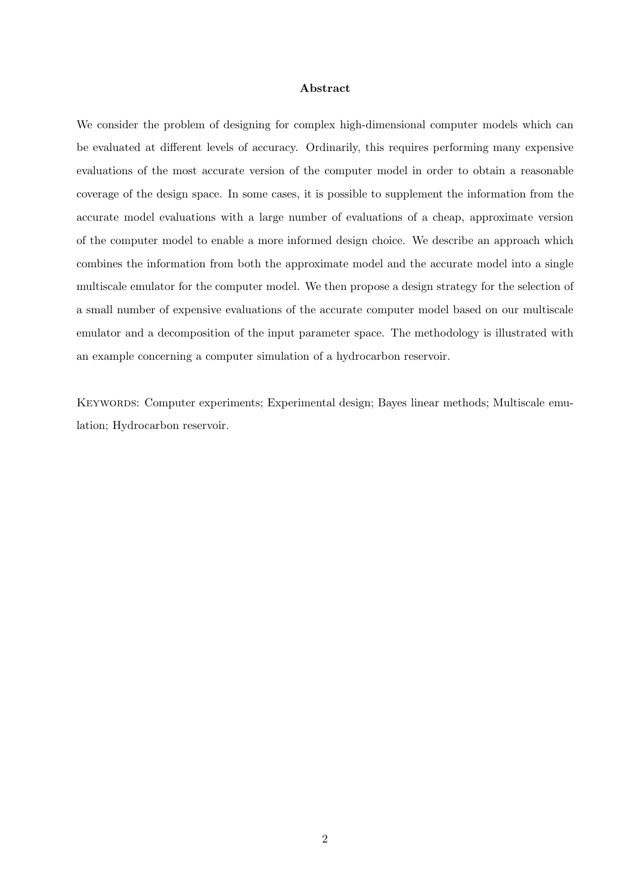## Abstract

We consider the problem of designing for complex high-dimensional computer models which can be evaluated at different levels of accuracy. Ordinarily, this requires performing many expensive evaluations of the most accurate version of the computer model in order to obtain a reasonable coverage of the design space. In some cases, it is possible to supplement the information from the accurate model evaluations with a large number of evaluations of a cheap, approximate version of the computer model to enable a more informed design choice. We describe an approach which combines the information from both the approximate model and the accurate model into a single multiscale emulator for the computer model. We then propose a design strategy for the selection of a small number of expensive evaluations of the accurate computer model based on our multiscale emulator and a decomposition of the input parameter space. The methodology is illustrated with an example concerning a computer simulation of a hydrocarbon reservoir.

KEYWORDS: Computer experiments; Experimental design; Bayes linear methods; Multiscale emulation; Hydrocarbon reservoir.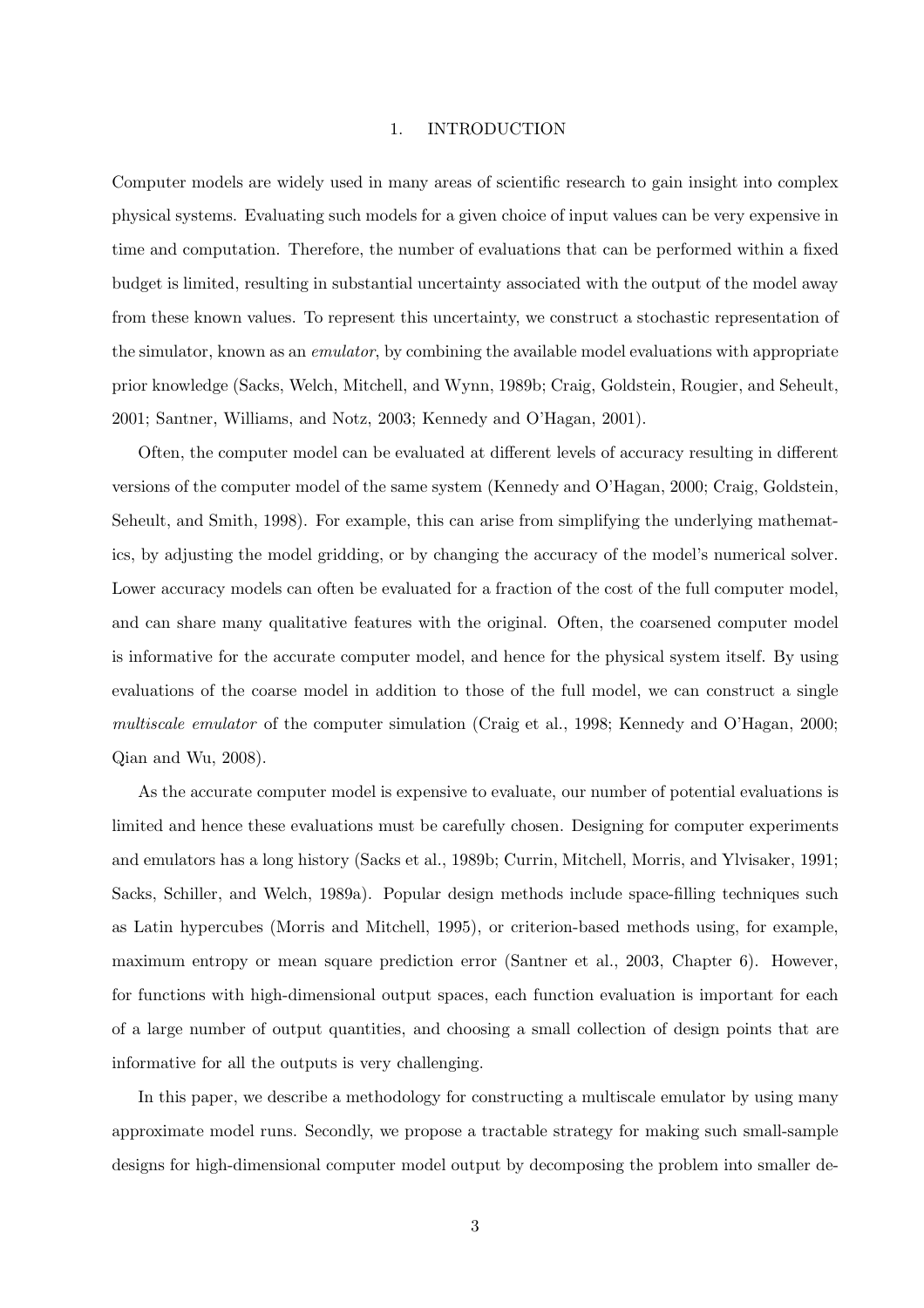# 1. INTRODUCTION

Computer models are widely used in many areas of scientific research to gain insight into complex physical systems. Evaluating such models for a given choice of input values can be very expensive in time and computation. Therefore, the number of evaluations that can be performed within a fixed budget is limited, resulting in substantial uncertainty associated with the output of the model away from these known values. To represent this uncertainty, we construct a stochastic representation of the simulator, known as an *emulator*, by combining the available model evaluations with appropriate prior knowledge (Sacks, Welch, Mitchell, and Wynn, 1989b; Craig, Goldstein, Rougier, and Seheult, 2001; Santner, Williams, and Notz, 2003; Kennedy and O'Hagan, 2001).

Often, the computer model can be evaluated at different levels of accuracy resulting in different versions of the computer model of the same system (Kennedy and O'Hagan, 2000; Craig, Goldstein, Seheult, and Smith, 1998). For example, this can arise from simplifying the underlying mathematics, by adjusting the model gridding, or by changing the accuracy of the model's numerical solver. Lower accuracy models can often be evaluated for a fraction of the cost of the full computer model, and can share many qualitative features with the original. Often, the coarsened computer model is informative for the accurate computer model, and hence for the physical system itself. By using evaluations of the coarse model in addition to those of the full model, we can construct a single *multiscale emulator* of the computer simulation (Craig et al., 1998; Kennedy and O'Hagan, 2000; Qian and Wu, 2008).

As the accurate computer model is expensive to evaluate, our number of potential evaluations is limited and hence these evaluations must be carefully chosen. Designing for computer experiments and emulators has a long history (Sacks et al., 1989b; Currin, Mitchell, Morris, and Ylvisaker, 1991; Sacks, Schiller, and Welch, 1989a). Popular design methods include space-filling techniques such as Latin hypercubes (Morris and Mitchell, 1995), or criterion-based methods using, for example, maximum entropy or mean square prediction error (Santner et al., 2003, Chapter 6). However, for functions with high-dimensional output spaces, each function evaluation is important for each of a large number of output quantities, and choosing a small collection of design points that are informative for all the outputs is very challenging.

In this paper, we describe a methodology for constructing a multiscale emulator by using many approximate model runs. Secondly, we propose a tractable strategy for making such small-sample designs for high-dimensional computer model output by decomposing the problem into smaller de-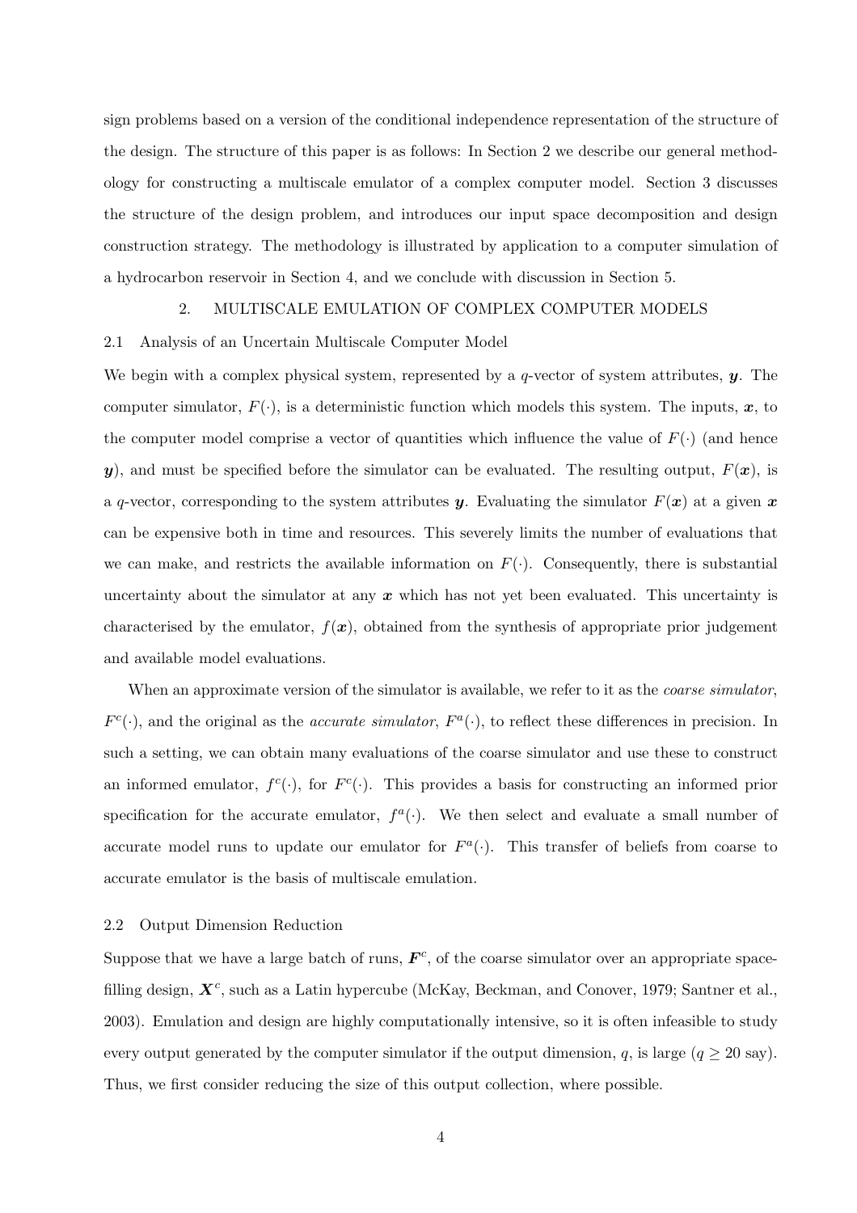sign problems based on a version of the conditional independence representation of the structure of the design. The structure of this paper is as follows: In Section 2 we describe our general methodology for constructing a multiscale emulator of a complex computer model. Section 3 discusses the structure of the design problem, and introduces our input space decomposition and design construction strategy. The methodology is illustrated by application to a computer simulation of a hydrocarbon reservoir in Section 4, and we conclude with discussion in Section 5.

## 2. MULTISCALE EMULATION OF COMPLEX COMPUTER MODELS

### 2.1 Analysis of an Uncertain Multiscale Computer Model

We begin with a complex physical system, represented by a $q$-vector of system attributes, $\boldsymbol{y}$. The computer simulator, $F(\cdot)$, is a deterministic function which models this system. The inputs, $\boldsymbol{x}$, to the computer model comprise a vector of quantities which influence the value of $F(\cdot)$ (and hence $\boldsymbol{y}$), and must be specified before the simulator can be evaluated. The resulting output, $F(\boldsymbol{x})$, is a $q$-vector, corresponding to the system attributes $\boldsymbol{y}$. Evaluating the simulator $F(\boldsymbol{x})$ at a given $\boldsymbol{x}$ can be expensive both in time and resources. This severely limits the number of evaluations that we can make, and restricts the available information on $F(\cdot)$. Consequently, there is substantial uncertainty about the simulator at any $\boldsymbol{x}$ which has not yet been evaluated. This uncertainty is characterised by the emulator, $f(\boldsymbol{x})$, obtained from the synthesis of appropriate prior judgement and available model evaluations.

When an approximate version of the simulator is available, we refer to it as the *coarse simulator*, $F^c(\cdot)$, and the original as the *accurate simulator*, $F^a(\cdot)$, to reflect these differences in precision. In such a setting, we can obtain many evaluations of the coarse simulator and use these to construct an informed emulator, $f^c(\cdot)$, for $F^c(\cdot)$. This provides a basis for constructing an informed prior specification for the accurate emulator, $f^a(\cdot)$. We then select and evaluate a small number of accurate model runs to update our emulator for $F^a(\cdot)$. This transfer of beliefs from coarse to accurate emulator is the basis of multiscale emulation.

### 2.2 Output Dimension Reduction

Suppose that we have a large batch of runs, $\boldsymbol{F}^c$, of the coarse simulator over an appropriate space-filling design, $\boldsymbol{X}^c$, such as a Latin hypercube (McKay, Beckman, and Conover, 1979; Santner et al., 2003). Emulation and design are highly computationally intensive, so it is often infeasible to study every output generated by the computer simulator if the output dimension, $q$, is large ($q \geq 20$ say). Thus, we first consider reducing the size of this output collection, where possible.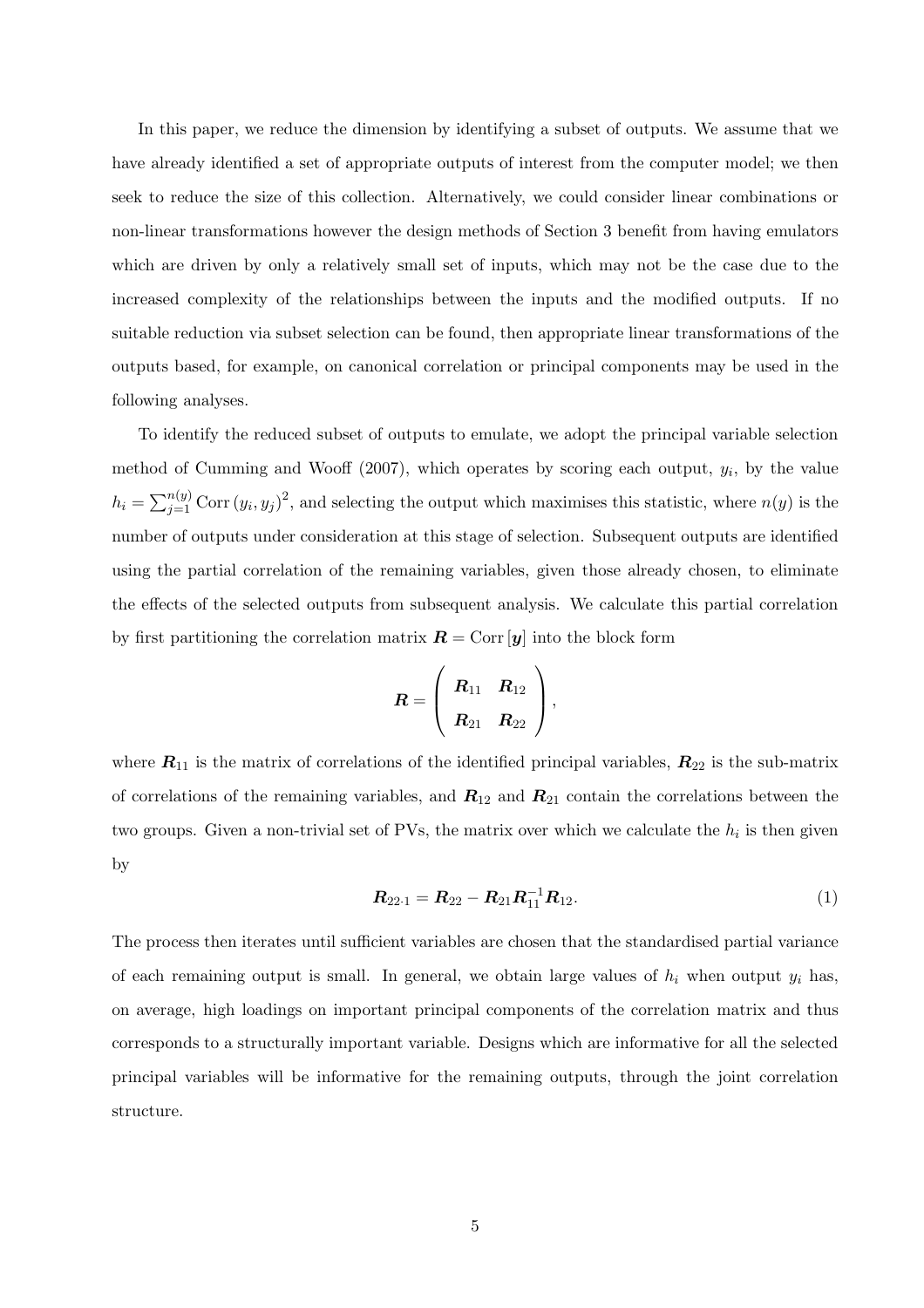In this paper, we reduce the dimension by identifying a subset of outputs. We assume that we have already identified a set of appropriate outputs of interest from the computer model; we then seek to reduce the size of this collection. Alternatively, we could consider linear combinations or non-linear transformations however the design methods of Section 3 benefit from having emulators which are driven by only a relatively small set of inputs, which may not be the case due to the increased complexity of the relationships between the inputs and the modified outputs. If no suitable reduction via subset selection can be found, then appropriate linear transformations of the outputs based, for example, on canonical correlation or principal components may be used in the following analyses.

To identify the reduced subset of outputs to emulate, we adopt the principal variable selection method of Cumming and Wooff (2007), which operates by scoring each output, $y_i$, by the value $h_i = \sum_{j=1}^{n(y)} \operatorname{Corr}(y_i, y_j)^2$, and selecting the output which maximises this statistic, where $n(y)$ is the number of outputs under consideration at this stage of selection. Subsequent outputs are identified using the partial correlation of the remaining variables, given those already chosen, to eliminate the effects of the selected outputs from subsequent analysis. We calculate this partial correlation by first partitioning the correlation matrix $\boldsymbol{R} = \operatorname{Corr}[\boldsymbol{y}]$ into the block form

$$\boldsymbol{R} = \begin{pmatrix} \boldsymbol{R}_{11} & \boldsymbol{R}_{12} \\ \boldsymbol{R}_{21} & \boldsymbol{R}_{22} \end{pmatrix},$$

where $\boldsymbol{R}_{11}$ is the matrix of correlations of the identified principal variables, $\boldsymbol{R}_{22}$ is the sub-matrix of correlations of the remaining variables, and $\boldsymbol{R}_{12}$ and $\boldsymbol{R}_{21}$ contain the correlations between the two groups. Given a non-trivial set of PVs, the matrix over which we calculate the $h_i$ is then given by

$$\boldsymbol{R}_{22 \cdot 1} = \boldsymbol{R}_{22} - \boldsymbol{R}_{21}\boldsymbol{R}_{11}^{-1}\boldsymbol{R}_{12}. \tag{1}$$

The process then iterates until sufficient variables are chosen that the standardised partial variance of each remaining output is small. In general, we obtain large values of $h_i$ when output $y_i$ has, on average, high loadings on important principal components of the correlation matrix and thus corresponds to a structurally important variable. Designs which are informative for all the selected principal variables will be informative for the remaining outputs, through the joint correlation structure.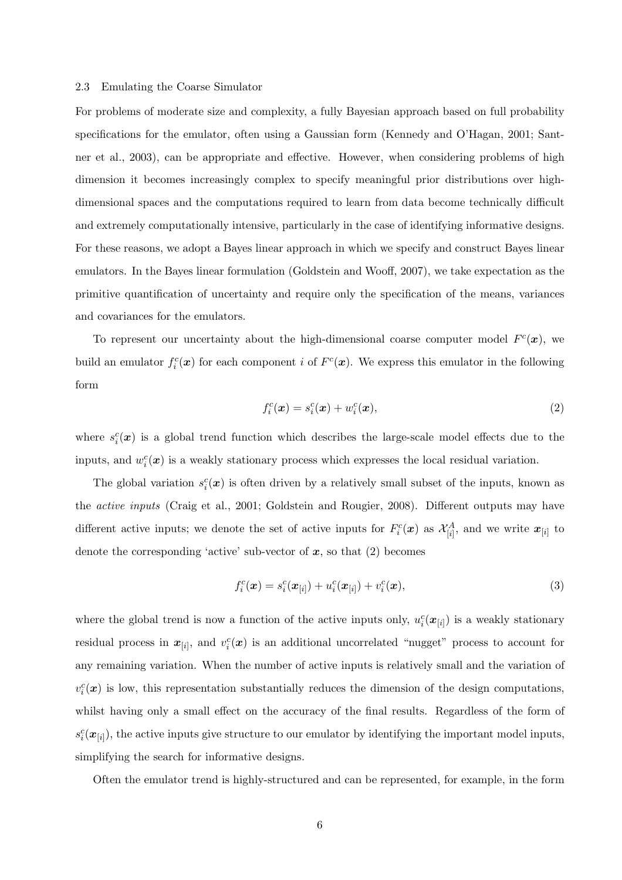### 2.3 Emulating the Coarse Simulator

For problems of moderate size and complexity, a fully Bayesian approach based on full probability specifications for the emulator, often using a Gaussian form (Kennedy and O'Hagan, 2001; Santner et al., 2003), can be appropriate and effective. However, when considering problems of high dimension it becomes increasingly complex to specify meaningful prior distributions over high-dimensional spaces and the computations required to learn from data become technically difficult and extremely computationally intensive, particularly in the case of identifying informative designs. For these reasons, we adopt a Bayes linear approach in which we specify and construct Bayes linear emulators. In the Bayes linear formulation (Goldstein and Wooff, 2007), we take expectation as the primitive quantification of uncertainty and require only the specification of the means, variances and covariances for the emulators.

To represent our uncertainty about the high-dimensional coarse computer model $F^c(\boldsymbol{x})$, we build an emulator $f_i^c(\boldsymbol{x})$ for each component $i$ of $F^c(\boldsymbol{x})$. We express this emulator in the following form

$$f_i^c(\boldsymbol{x}) = s_i^c(\boldsymbol{x}) + w_i^c(\boldsymbol{x}), \tag{2}$$

where $s_i^c(\boldsymbol{x})$ is a global trend function which describes the large-scale model effects due to the inputs, and $w_i^c(\boldsymbol{x})$ is a weakly stationary process which expresses the local residual variation.

The global variation $s_i^c(\boldsymbol{x})$ is often driven by a relatively small subset of the inputs, known as the *active inputs* (Craig et al., 2001; Goldstein and Rougier, 2008). Different outputs may have different active inputs; we denote the set of active inputs for $F_i^c(\boldsymbol{x})$ as $\mathcal{X}_{[i]}^A$, and we write $\boldsymbol{x}_{[i]}$ to denote the corresponding 'active' sub-vector of $\boldsymbol{x}$, so that (2) becomes

$$f_i^c(\boldsymbol{x}) = s_i^c(\boldsymbol{x}_{[i]}) + u_i^c(\boldsymbol{x}_{[i]}) + v_i^c(\boldsymbol{x}), \tag{3}$$

where the global trend is now a function of the active inputs only, $u_i^c(\boldsymbol{x}_{[i]})$ is a weakly stationary residual process in $\boldsymbol{x}_{[i]}$, and $v_i^c(\boldsymbol{x})$ is an additional uncorrelated "nugget" process to account for any remaining variation. When the number of active inputs is relatively small and the variation of $v_i^c(\boldsymbol{x})$ is low, this representation substantially reduces the dimension of the design computations, whilst having only a small effect on the accuracy of the final results. Regardless of the form of $s_i^c(\boldsymbol{x}_{[i]})$, the active inputs give structure to our emulator by identifying the important model inputs, simplifying the search for informative designs.

Often the emulator trend is highly-structured and can be represented, for example, in the form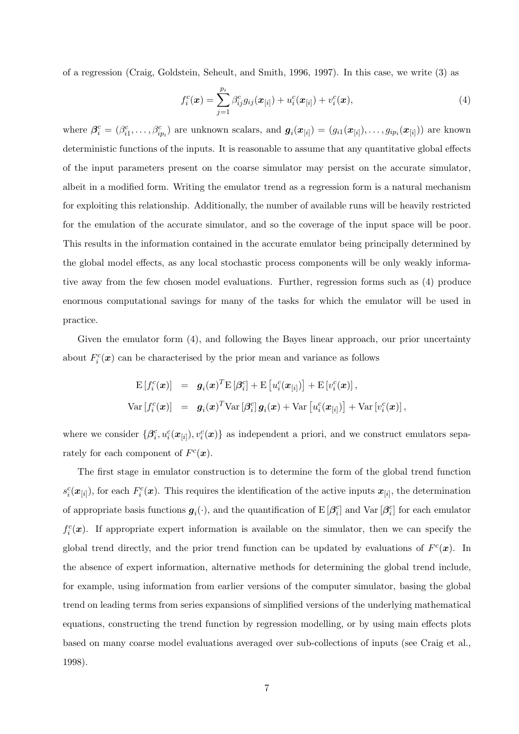of a regression (Craig, Goldstein, Seheult, and Smith, 1996, 1997). In this case, we write (3) as

$$f_i^c(\boldsymbol{x}) = \sum_{j=1}^{p_i} \beta_{ij}^c g_{ij}(\boldsymbol{x}_{[i]}) + u_i^c(\boldsymbol{x}_{[i]}) + v_i^c(\boldsymbol{x}), \tag{4}$$

where $\boldsymbol{\beta}_i^c = (\beta_{i1}^c, \ldots, \beta_{ip_i}^c)$ are unknown scalars, and $\boldsymbol{g}_i(\boldsymbol{x}_{[i]}) = (g_{i1}(\boldsymbol{x}_{[i]}), \ldots, g_{ip_i}(\boldsymbol{x}_{[i]}))$ are known deterministic functions of the inputs. It is reasonable to assume that any quantitative global effects of the input parameters present on the coarse simulator may persist on the accurate simulator, albeit in a modified form. Writing the emulator trend as a regression form is a natural mechanism for exploiting this relationship. Additionally, the number of available runs will be heavily restricted for the emulation of the accurate simulator, and so the coverage of the input space will be poor. This results in the information contained in the accurate emulator being principally determined by the global model effects, as any local stochastic process components will be only weakly informative away from the few chosen model evaluations. Further, regression forms such as (4) produce enormous computational savings for many of the tasks for which the emulator will be used in practice.

Given the emulator form (4), and following the Bayes linear approach, our prior uncertainty about $F_i^c(\boldsymbol{x})$ can be characterised by the prior mean and variance as follows

$$\begin{aligned}
\mathrm{E}\left[f_i^c(\boldsymbol{x})\right] &= \boldsymbol{g}_i(\boldsymbol{x})^T \mathrm{E}\left[\boldsymbol{\beta}_i^c\right] + \mathrm{E}\left[u_i^c(\boldsymbol{x}_{[i]})\right] + \mathrm{E}\left[v_i^c(\boldsymbol{x})\right], \\
\mathrm{Var}\left[f_i^c(\boldsymbol{x})\right] &= \boldsymbol{g}_i(\boldsymbol{x})^T \mathrm{Var}\left[\boldsymbol{\beta}_i^c\right] \boldsymbol{g}_i(\boldsymbol{x}) + \mathrm{Var}\left[u_i^c(\boldsymbol{x}_{[i]})\right] + \mathrm{Var}\left[v_i^c(\boldsymbol{x})\right],
\end{aligned}$$

where we consider $\{\boldsymbol{\beta}_i^c, u_i^c(\boldsymbol{x}_{[i]}), v_i^c(\boldsymbol{x})\}$ as independent a priori, and we construct emulators separately for each component of $F^c(\boldsymbol{x})$.

The first stage in emulator construction is to determine the form of the global trend function $s_i^c(\boldsymbol{x}_{[i]})$, for each $F_i^c(\boldsymbol{x})$. This requires the identification of the active inputs $\boldsymbol{x}_{[i]}$, the determination of appropriate basis functions $\boldsymbol{g}_i(\cdot)$, and the quantification of $\mathrm{E}\left[\boldsymbol{\beta}_i^c\right]$ and $\mathrm{Var}\left[\boldsymbol{\beta}_i^c\right]$ for each emulator $f_i^c(\boldsymbol{x})$. If appropriate expert information is available on the simulator, then we can specify the global trend directly, and the prior trend function can be updated by evaluations of $F^c(\boldsymbol{x})$. In the absence of expert information, alternative methods for determining the global trend include, for example, using information from earlier versions of the computer simulator, basing the global trend on leading terms from series expansions of simplified versions of the underlying mathematical equations, constructing the trend function by regression modelling, or by using main effects plots based on many coarse model evaluations averaged over sub-collections of inputs (see Craig et al., 1998).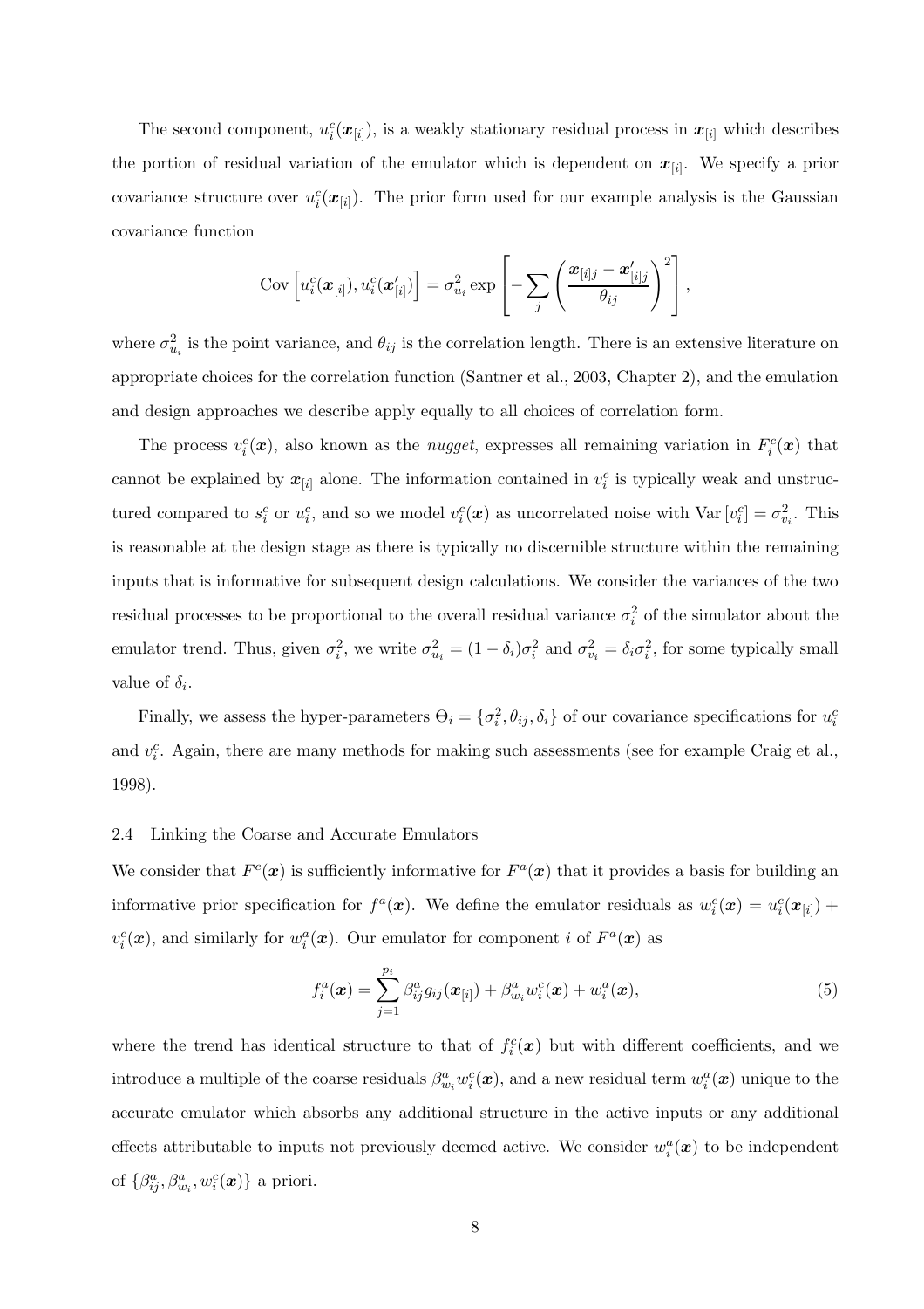The second component, $u_i^c(\boldsymbol{x}_{[i]})$, is a weakly stationary residual process in $\boldsymbol{x}_{[i]}$ which describes the portion of residual variation of the emulator which is dependent on $\boldsymbol{x}_{[i]}$. We specify a prior covariance structure over $u_i^c(\boldsymbol{x}_{[i]})$. The prior form used for our example analysis is the Gaussian covariance function

$$\mathrm{Cov}\left[u_i^c(\boldsymbol{x}_{[i]}), u_i^c(\boldsymbol{x}'_{[i]})\right] = \sigma_{u_i}^2 \exp\left[-\sum_j \left(\frac{\boldsymbol{x}_{[i]j} - \boldsymbol{x}'_{[i]j}}{\theta_{ij}}\right)^2\right],$$

where $\sigma_{u_i}^2$ is the point variance, and $\theta_{ij}$ is the correlation length. There is an extensive literature on appropriate choices for the correlation function (Santner et al., 2003, Chapter 2), and the emulation and design approaches we describe apply equally to all choices of correlation form.

The process $v_i^c(\boldsymbol{x})$, also known as the *nugget*, expresses all remaining variation in $F_i^c(\boldsymbol{x})$ that cannot be explained by $\boldsymbol{x}_{[i]}$ alone. The information contained in $v_i^c$ is typically weak and unstructured compared to $s_i^c$ or $u_i^c$, and so we model $v_i^c(\boldsymbol{x})$ as uncorrelated noise with $\mathrm{Var}\left[v_i^c\right] = \sigma_{v_i}^2$. This is reasonable at the design stage as there is typically no discernible structure within the remaining inputs that is informative for subsequent design calculations. We consider the variances of the two residual processes to be proportional to the overall residual variance $\sigma_i^2$ of the simulator about the emulator trend. Thus, given $\sigma_i^2$, we write $\sigma_{u_i}^2 = (1-\delta_i)\sigma_i^2$ and $\sigma_{v_i}^2 = \delta_i\sigma_i^2$, for some typically small value of $\delta_i$.

Finally, we assess the hyper-parameters $\Theta_i = \{\sigma_i^2, \theta_{ij}, \delta_i\}$ of our covariance specifications for $u_i^c$ and $v_i^c$. Again, there are many methods for making such assessments (see for example Craig et al., 1998).

## 2.4 Linking the Coarse and Accurate Emulators

We consider that $F^c(\boldsymbol{x})$ is sufficiently informative for $F^a(\boldsymbol{x})$ that it provides a basis for building an informative prior specification for $f^a(\boldsymbol{x})$. We define the emulator residuals as $w_i^c(\boldsymbol{x}) = u_i^c(\boldsymbol{x}_{[i]}) + v_i^c(\boldsymbol{x})$, and similarly for $w_i^a(\boldsymbol{x})$. Our emulator for component $i$ of $F^a(\boldsymbol{x})$ as

$$f_i^a(\boldsymbol{x}) = \sum_{j=1}^{p_i} \beta_{ij}^a g_{ij}(\boldsymbol{x}_{[i]}) + \beta_{w_i}^a w_i^c(\boldsymbol{x}) + w_i^a(\boldsymbol{x}), \tag{5}$$

where the trend has identical structure to that of $f_i^c(\boldsymbol{x})$ but with different coefficients, and we introduce a multiple of the coarse residuals $\beta_{w_i}^a w_i^c(\boldsymbol{x})$, and a new residual term $w_i^a(\boldsymbol{x})$ unique to the accurate emulator which absorbs any additional structure in the active inputs or any additional effects attributable to inputs not previously deemed active. We consider $w_i^a(\boldsymbol{x})$ to be independent of $\{\beta_{ij}^a, \beta_{w_i}^a, w_i^c(\boldsymbol{x})\}$ a priori.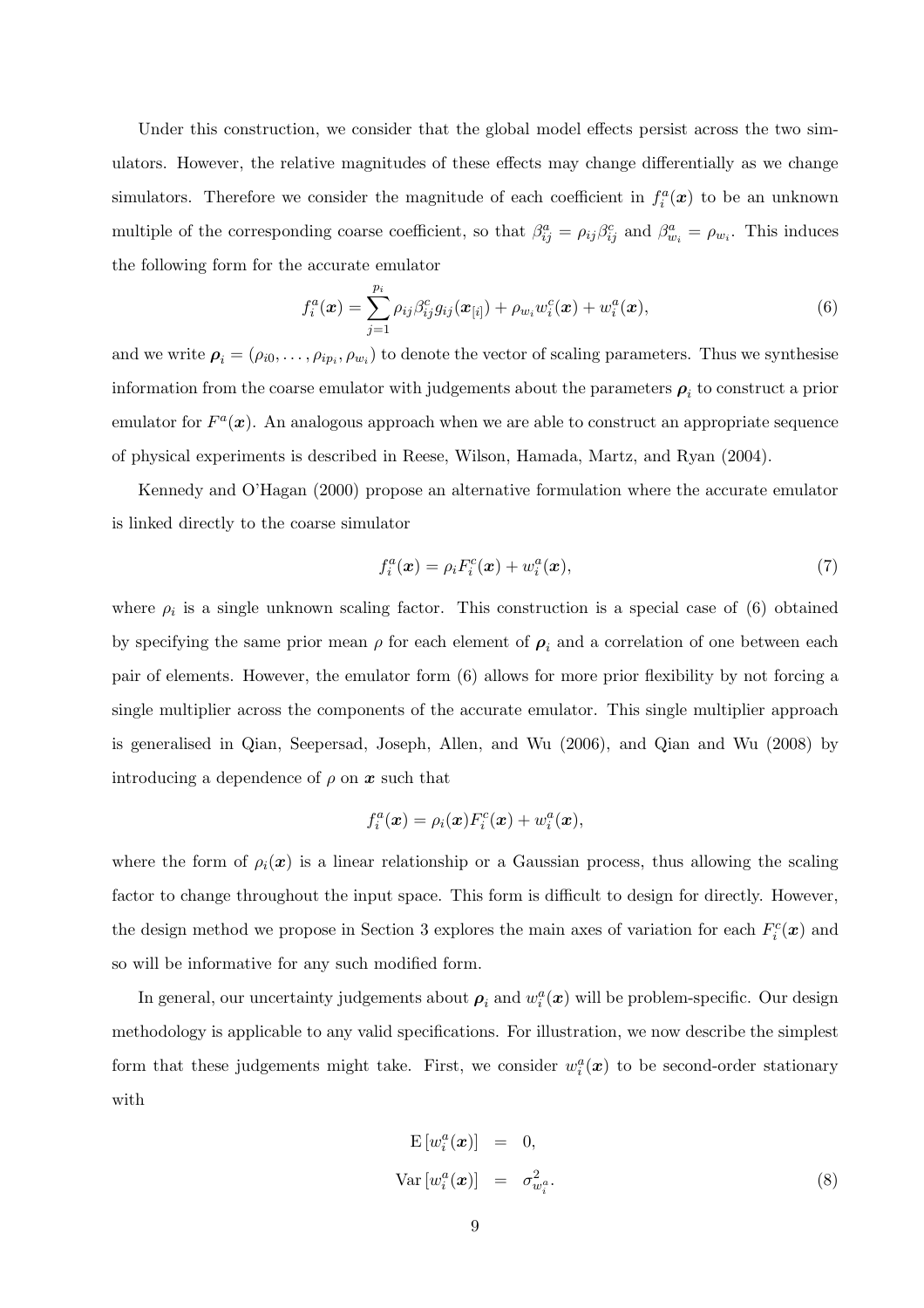Under this construction, we consider that the global model effects persist across the two simulators. However, the relative magnitudes of these effects may change differentially as we change simulators. Therefore we consider the magnitude of each coefficient in $f_i^a(\boldsymbol{x})$ to be an unknown multiple of the corresponding coarse coefficient, so that $\beta_{ij}^a = \rho_{ij}\beta_{ij}^c$ and $\beta_{w_i}^a = \rho_{w_i}$. This induces the following form for the accurate emulator

$$f_i^a(\boldsymbol{x}) = \sum_{j=1}^{p_i} \rho_{ij}\beta_{ij}^c g_{ij}(\boldsymbol{x}_{[i]}) + \rho_{w_i} w_i^c(\boldsymbol{x}) + w_i^a(\boldsymbol{x}), \tag{6}$$

and we write $\boldsymbol{\rho}_i = (\rho_{i0}, \ldots, \rho_{ip_i}, \rho_{w_i})$ to denote the vector of scaling parameters. Thus we synthesise information from the coarse emulator with judgements about the parameters $\boldsymbol{\rho}_i$ to construct a prior emulator for $F^a(\boldsymbol{x})$. An analogous approach when we are able to construct an appropriate sequence of physical experiments is described in Reese, Wilson, Hamada, Martz, and Ryan (2004).

Kennedy and O'Hagan (2000) propose an alternative formulation where the accurate emulator is linked directly to the coarse simulator

$$f_i^a(\boldsymbol{x}) = \rho_i F_i^c(\boldsymbol{x}) + w_i^a(\boldsymbol{x}), \tag{7}$$

where $\rho_i$ is a single unknown scaling factor. This construction is a special case of (6) obtained by specifying the same prior mean $\rho$ for each element of $\boldsymbol{\rho}_i$ and a correlation of one between each pair of elements. However, the emulator form (6) allows for more prior flexibility by not forcing a single multiplier across the components of the accurate emulator. This single multiplier approach is generalised in Qian, Seepersad, Joseph, Allen, and Wu (2006), and Qian and Wu (2008) by introducing a dependence of $\rho$ on $\boldsymbol{x}$ such that

$$f_i^a(\boldsymbol{x}) = \rho_i(\boldsymbol{x}) F_i^c(\boldsymbol{x}) + w_i^a(\boldsymbol{x}),$$

where the form of $\rho_i(\boldsymbol{x})$ is a linear relationship or a Gaussian process, thus allowing the scaling factor to change throughout the input space. This form is difficult to design for directly. However, the design method we propose in Section 3 explores the main axes of variation for each $F_i^c(\boldsymbol{x})$ and so will be informative for any such modified form.

In general, our uncertainty judgements about $\boldsymbol{\rho}_i$ and $w_i^a(\boldsymbol{x})$ will be problem-specific. Our design methodology is applicable to any valid specifications. For illustration, we now describe the simplest form that these judgements might take. First, we consider $w_i^a(\boldsymbol{x})$ to be second-order stationary with

$$\begin{aligned} \mathrm{E}\left[w_i^a(\boldsymbol{x})\right] &= 0, \\ \mathrm{Var}\left[w_i^a(\boldsymbol{x})\right] &= \sigma_{w_i^a}^2. \end{aligned} \tag{8}$$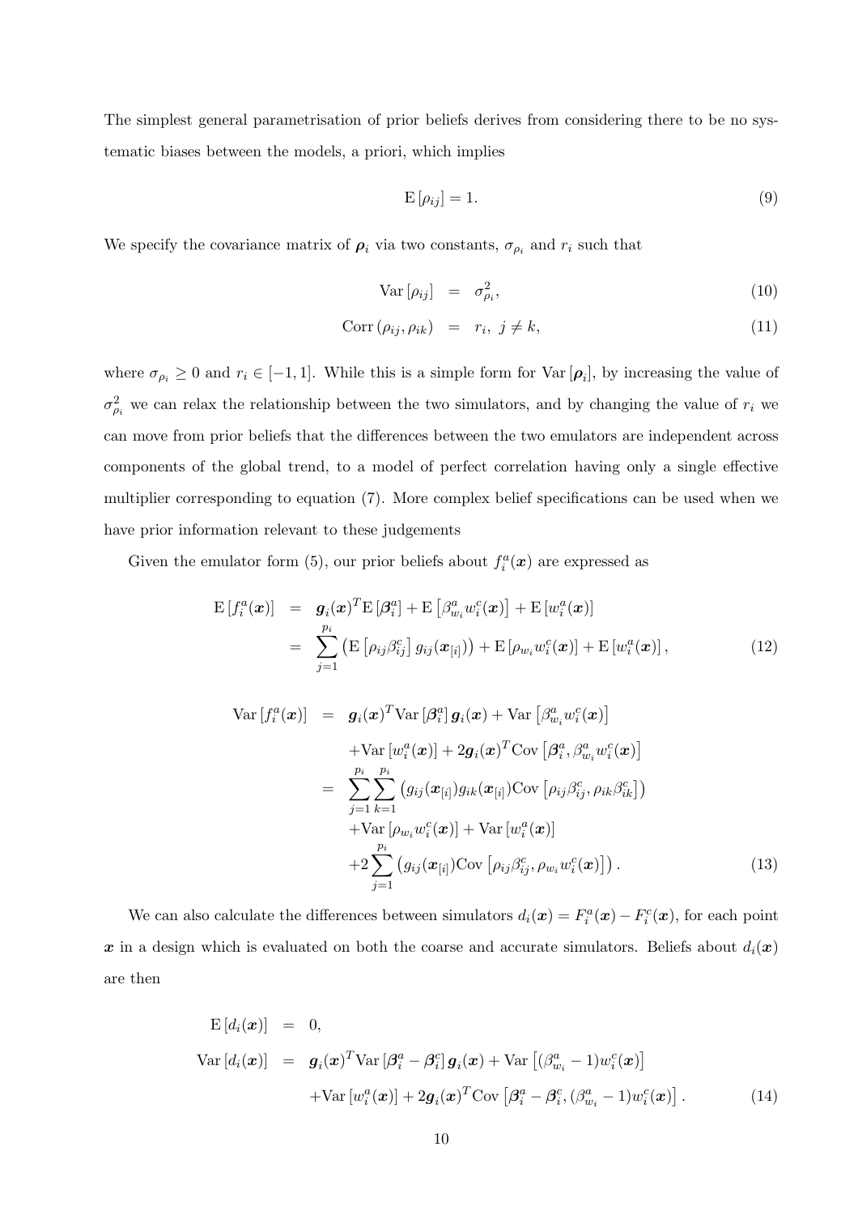The simplest general parametrisation of prior beliefs derives from considering there to be no systematic biases between the models, a priori, which implies

$$\mathrm{E}\left[\rho_{ij}\right] = 1. \tag{9}$$

We specify the covariance matrix of $\boldsymbol{\rho}_i$ via two constants, $\sigma_{\rho_i}$ and $r_i$ such that

$$\begin{aligned}
\mathrm{Var}\left[\rho_{ij}\right] &= \sigma^2_{\rho_i}, && (10)\\
\mathrm{Corr}\left(\rho_{ij}, \rho_{ik}\right) &= r_i, \; j \neq k, && (11)
\end{aligned}$$

where $\sigma_{\rho_i} \geq 0$ and $r_i \in [-1, 1]$. While this is a simple form for $\mathrm{Var}\left[\boldsymbol{\rho}_i\right]$, by increasing the value of $\sigma^2_{\rho_i}$ we can relax the relationship between the two simulators, and by changing the value of $r_i$ we can move from prior beliefs that the differences between the two emulators are independent across components of the global trend, to a model of perfect correlation having only a single effective multiplier corresponding to equation (7). More complex belief specifications can be used when we have prior information relevant to these judgements

Given the emulator form (5), our prior beliefs about $f^a_i(\boldsymbol{x})$ are expressed as

$$\begin{aligned}
\mathrm{E}\left[f^a_i(\boldsymbol{x})\right] &= \boldsymbol{g}_i(\boldsymbol{x})^T \mathrm{E}\left[\boldsymbol{\beta}^a_i\right] + \mathrm{E}\left[\beta^a_{w_i} w^c_i(\boldsymbol{x})\right] + \mathrm{E}\left[w^a_i(\boldsymbol{x})\right] \\
&= \sum_{j=1}^{p_i} \left(\mathrm{E}\left[\rho_{ij}\beta^c_{ij}\right] g_{ij}(\boldsymbol{x}_{[i]})\right) + \mathrm{E}\left[\rho_{w_i} w^c_i(\boldsymbol{x})\right] + \mathrm{E}\left[w^a_i(\boldsymbol{x})\right], && (12)
\end{aligned}$$

$$\begin{aligned}
\mathrm{Var}\left[f^a_i(\boldsymbol{x})\right] &= \boldsymbol{g}_i(\boldsymbol{x})^T \mathrm{Var}\left[\boldsymbol{\beta}^a_i\right] \boldsymbol{g}_i(\boldsymbol{x}) + \mathrm{Var}\left[\beta^a_{w_i} w^c_i(\boldsymbol{x})\right] \\
&\quad + \mathrm{Var}\left[w^a_i(\boldsymbol{x})\right] + 2\boldsymbol{g}_i(\boldsymbol{x})^T \mathrm{Cov}\left[\boldsymbol{\beta}^a_i, \beta^a_{w_i} w^c_i(\boldsymbol{x})\right] \\
&= \sum_{j=1}^{p_i}\sum_{k=1}^{p_i} \left(g_{ij}(\boldsymbol{x}_{[i]}) g_{ik}(\boldsymbol{x}_{[i]}) \mathrm{Cov}\left[\rho_{ij}\beta^c_{ij}, \rho_{ik}\beta^c_{ik}\right]\right) \\
&\quad + \mathrm{Var}\left[\rho_{w_i} w^c_i(\boldsymbol{x})\right] + \mathrm{Var}\left[w^a_i(\boldsymbol{x})\right] \\
&\quad + 2\sum_{j=1}^{p_i} \left(g_{ij}(\boldsymbol{x}_{[i]}) \mathrm{Cov}\left[\rho_{ij}\beta^c_{ij}, \rho_{w_i} w^c_i(\boldsymbol{x})\right]\right). && (13)
\end{aligned}$$

We can also calculate the differences between simulators $d_i(\boldsymbol{x}) = F^a_i(\boldsymbol{x}) - F^c_i(\boldsymbol{x})$, for each point $\boldsymbol{x}$ in a design which is evaluated on both the coarse and accurate simulators. Beliefs about $d_i(\boldsymbol{x})$ are then

$$\begin{aligned}
\mathrm{E}\left[d_i(\boldsymbol{x})\right] &= 0, \\
\mathrm{Var}\left[d_i(\boldsymbol{x})\right] &= \boldsymbol{g}_i(\boldsymbol{x})^T \mathrm{Var}\left[\boldsymbol{\beta}^a_i - \boldsymbol{\beta}^c_i\right] \boldsymbol{g}_i(\boldsymbol{x}) + \mathrm{Var}\left[(\beta^a_{w_i} - 1) w^c_i(\boldsymbol{x})\right] \\
&\quad + \mathrm{Var}\left[w^a_i(\boldsymbol{x})\right] + 2\boldsymbol{g}_i(\boldsymbol{x})^T \mathrm{Cov}\left[\boldsymbol{\beta}^a_i - \boldsymbol{\beta}^c_i, (\beta^a_{w_i} - 1) w^c_i(\boldsymbol{x})\right]. && (14)
\end{aligned}$$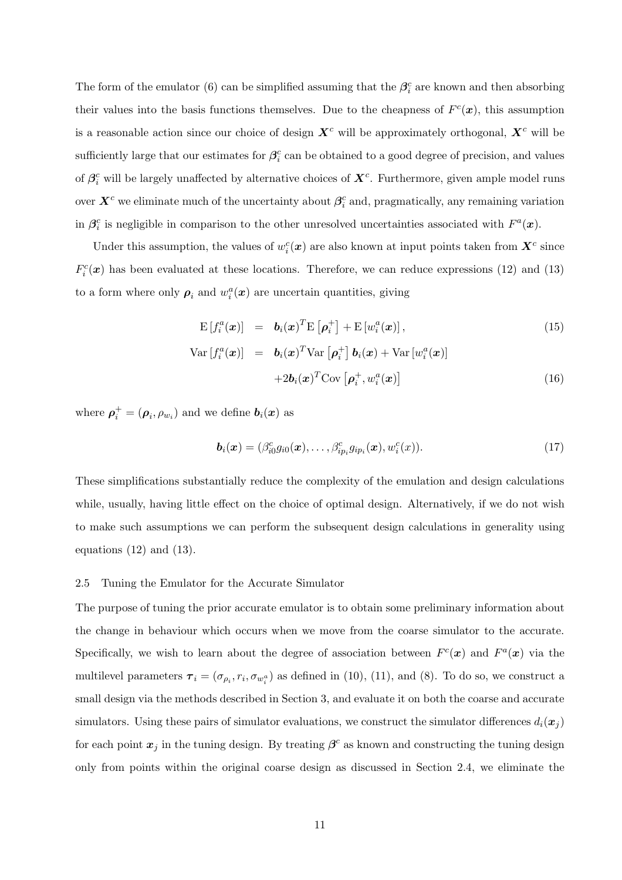The form of the emulator (6) can be simplified assuming that the $\boldsymbol{\beta}_i^c$ are known and then absorbing their values into the basis functions themselves. Due to the cheapness of $F^c(\boldsymbol{x})$, this assumption is a reasonable action since our choice of design $\boldsymbol{X}^c$ will be approximately orthogonal, $\boldsymbol{X}^c$ will be sufficiently large that our estimates for $\boldsymbol{\beta}_i^c$ can be obtained to a good degree of precision, and values of $\boldsymbol{\beta}_i^c$ will be largely unaffected by alternative choices of $\boldsymbol{X}^c$. Furthermore, given ample model runs over $\boldsymbol{X}^c$ we eliminate much of the uncertainty about $\boldsymbol{\beta}_i^c$ and, pragmatically, any remaining variation in $\boldsymbol{\beta}_i^c$ is negligible in comparison to the other unresolved uncertainties associated with $F^a(\boldsymbol{x})$.

Under this assumption, the values of $w_i^c(\boldsymbol{x})$ are also known at input points taken from $\boldsymbol{X}^c$ since $F_i^c(\boldsymbol{x})$ has been evaluated at these locations. Therefore, we can reduce expressions (12) and (13) to a form where only $\boldsymbol{\rho}_i$ and $w_i^a(\boldsymbol{x})$ are uncertain quantities, giving

$$
\begin{aligned}
\mathrm{E}\left[f_i^a(\boldsymbol{x})\right] &= \boldsymbol{b}_i(\boldsymbol{x})^T \mathrm{E}\left[\boldsymbol{\rho}_i^+\right] + \mathrm{E}\left[w_i^a(\boldsymbol{x})\right], \qquad (15)\\
\mathrm{Var}\left[f_i^a(\boldsymbol{x})\right] &= \boldsymbol{b}_i(\boldsymbol{x})^T \mathrm{Var}\left[\boldsymbol{\rho}_i^+\right] \boldsymbol{b}_i(\boldsymbol{x}) + \mathrm{Var}\left[w_i^a(\boldsymbol{x})\right]\\
&\quad + 2\boldsymbol{b}_i(\boldsymbol{x})^T \mathrm{Cov}\left[\boldsymbol{\rho}_i^+, w_i^a(\boldsymbol{x})\right] \qquad (16)
\end{aligned}
$$

where $\boldsymbol{\rho}_i^+ = (\boldsymbol{\rho}_i, \rho_{w_i})$ and we define $\boldsymbol{b}_i(\boldsymbol{x})$ as

$$
\boldsymbol{b}_i(\boldsymbol{x}) = (\beta_{i0}^c g_{i0}(\boldsymbol{x}), \ldots, \beta_{ip_i}^c g_{ip_i}(\boldsymbol{x}), w_i^c(x)). \qquad (17)
$$

These simplifications substantially reduce the complexity of the emulation and design calculations while, usually, having little effect on the choice of optimal design. Alternatively, if we do not wish to make such assumptions we can perform the subsequent design calculations in generality using equations (12) and (13).

### 2.5 Tuning the Emulator for the Accurate Simulator

The purpose of tuning the prior accurate emulator is to obtain some preliminary information about the change in behaviour which occurs when we move from the coarse simulator to the accurate. Specifically, we wish to learn about the degree of association between $F^c(\boldsymbol{x})$ and $F^a(\boldsymbol{x})$ via the multilevel parameters $\boldsymbol{\tau}_i = (\sigma_{\rho_i}, r_i, \sigma_{w_i^a})$ as defined in (10), (11), and (8). To do so, we construct a small design via the methods described in Section 3, and evaluate it on both the coarse and accurate simulators. Using these pairs of simulator evaluations, we construct the simulator differences $d_i(\boldsymbol{x}_j)$ for each point $\boldsymbol{x}_j$ in the tuning design. By treating $\boldsymbol{\beta}^c$ as known and constructing the tuning design only from points within the original coarse design as discussed in Section 2.4, we eliminate the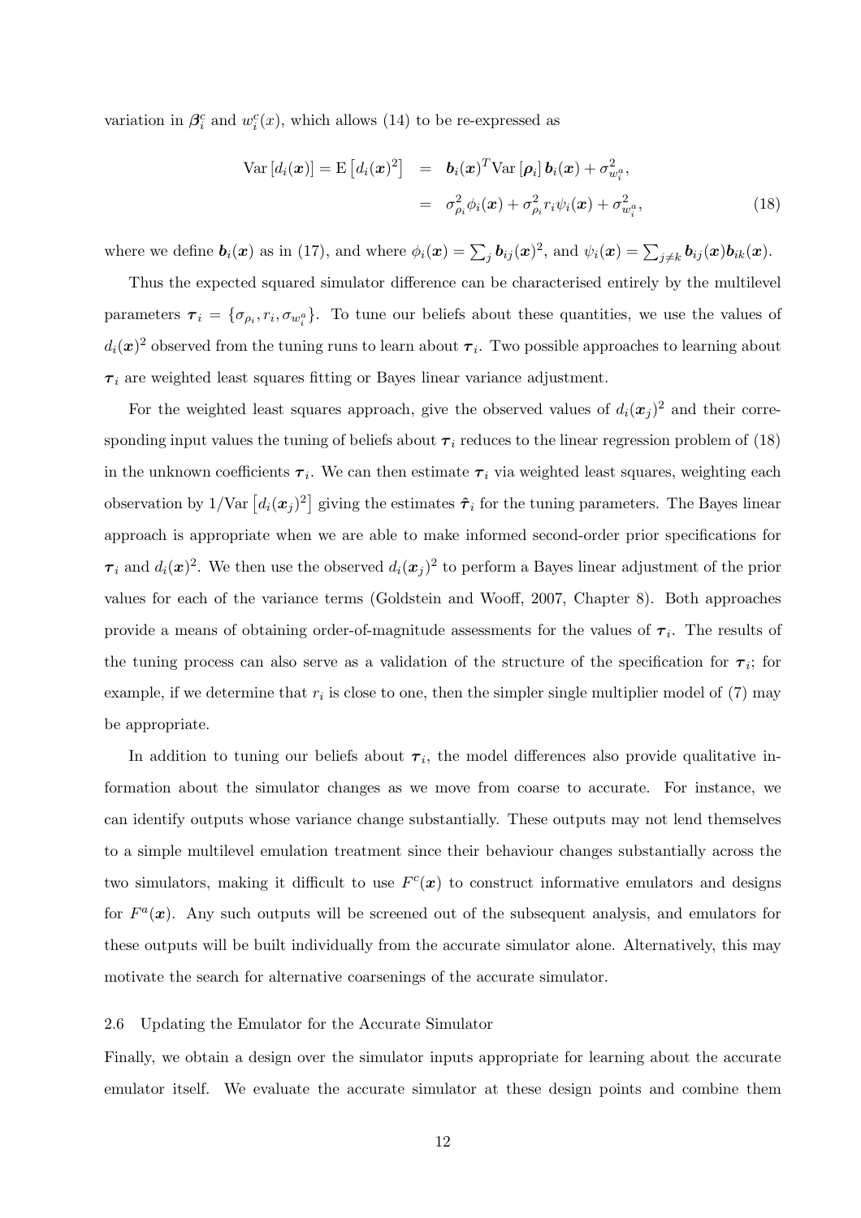variation in $\boldsymbol{\beta}_i^c$ and $w_i^c(x)$, which allows (14) to be re-expressed as

$$
\begin{aligned}
\mathrm{Var}\left[d_i(\boldsymbol{x})\right] = \mathrm{E}\left[d_i(\boldsymbol{x})^2\right] &= \boldsymbol{b}_i(\boldsymbol{x})^T \mathrm{Var}\left[\boldsymbol{\rho}_i\right] \boldsymbol{b}_i(\boldsymbol{x}) + \sigma_{w_i^a}^2, \\
&= \sigma_{\rho_i}^2 \phi_i(\boldsymbol{x}) + \sigma_{\rho_i}^2 r_i \psi_i(\boldsymbol{x}) + \sigma_{w_i^a}^2,
\end{aligned}
\tag{18}
$$

where we define $\boldsymbol{b}_i(\boldsymbol{x})$ as in (17), and where $\phi_i(\boldsymbol{x}) = \sum_j \boldsymbol{b}_{ij}(\boldsymbol{x})^2$, and $\psi_i(\boldsymbol{x}) = \sum_{j \neq k} \boldsymbol{b}_{ij}(\boldsymbol{x}) \boldsymbol{b}_{ik}(\boldsymbol{x})$.

Thus the expected squared simulator difference can be characterised entirely by the multilevel parameters $\boldsymbol{\tau}_i = \{\sigma_{\rho_i}, r_i, \sigma_{w_i^a}\}$. To tune our beliefs about these quantities, we use the values of $d_i(\boldsymbol{x})^2$ observed from the tuning runs to learn about $\boldsymbol{\tau}_i$. Two possible approaches to learning about $\boldsymbol{\tau}_i$ are weighted least squares fitting or Bayes linear variance adjustment.

For the weighted least squares approach, give the observed values of $d_i(\boldsymbol{x}_j)^2$ and their corresponding input values the tuning of beliefs about $\boldsymbol{\tau}_i$ reduces to the linear regression problem of (18) in the unknown coefficients $\boldsymbol{\tau}_i$. We can then estimate $\boldsymbol{\tau}_i$ via weighted least squares, weighting each observation by $1/\mathrm{Var}\left[d_i(\boldsymbol{x}_j)^2\right]$ giving the estimates $\hat{\boldsymbol{\tau}}_i$ for the tuning parameters. The Bayes linear approach is appropriate when we are able to make informed second-order prior specifications for $\boldsymbol{\tau}_i$ and $d_i(\boldsymbol{x})^2$. We then use the observed $d_i(\boldsymbol{x}_j)^2$ to perform a Bayes linear adjustment of the prior values for each of the variance terms (Goldstein and Wooff, 2007, Chapter 8). Both approaches provide a means of obtaining order-of-magnitude assessments for the values of $\boldsymbol{\tau}_i$. The results of the tuning process can also serve as a validation of the structure of the specification for $\boldsymbol{\tau}_i$; for example, if we determine that $r_i$ is close to one, then the simpler single multiplier model of (7) may be appropriate.

In addition to tuning our beliefs about $\boldsymbol{\tau}_i$, the model differences also provide qualitative information about the simulator changes as we move from coarse to accurate. For instance, we can identify outputs whose variance change substantially. These outputs may not lend themselves to a simple multilevel emulation treatment since their behaviour changes substantially across the two simulators, making it difficult to use $F^c(\boldsymbol{x})$ to construct informative emulators and designs for $F^a(\boldsymbol{x})$. Any such outputs will be screened out of the subsequent analysis, and emulators for these outputs will be built individually from the accurate simulator alone. Alternatively, this may motivate the search for alternative coarsenings of the accurate simulator.

### 2.6 Updating the Emulator for the Accurate Simulator

Finally, we obtain a design over the simulator inputs appropriate for learning about the accurate emulator itself. We evaluate the accurate simulator at these design points and combine them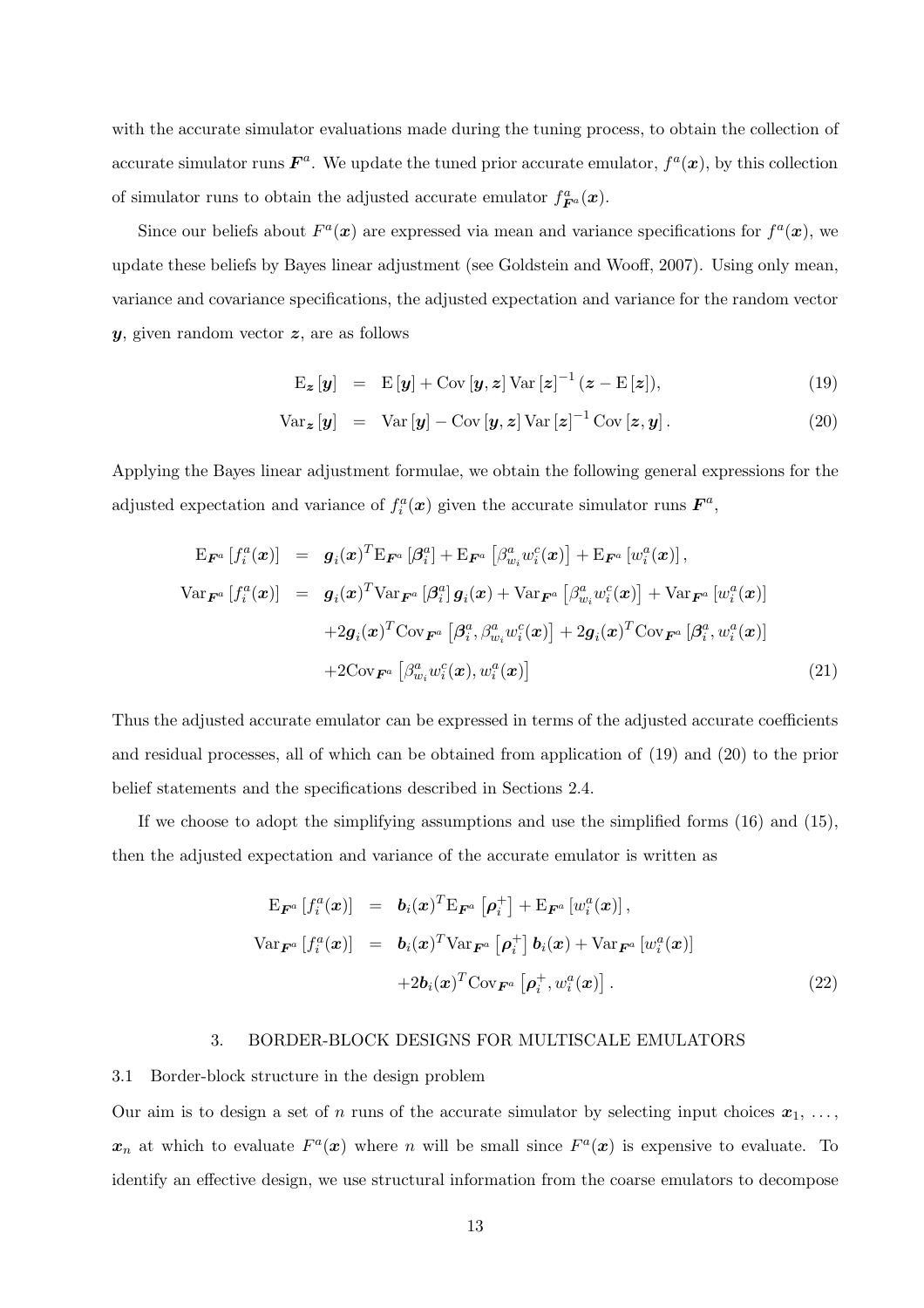with the accurate simulator evaluations made during the tuning process, to obtain the collection of accurate simulator runs $\boldsymbol{F}^a$. We update the tuned prior accurate emulator, $f^a(\boldsymbol{x})$, by this collection of simulator runs to obtain the adjusted accurate emulator $f^a_{\boldsymbol{F}^a}(\boldsymbol{x})$.

Since our beliefs about $F^a(\boldsymbol{x})$ are expressed via mean and variance specifications for $f^a(\boldsymbol{x})$, we update these beliefs by Bayes linear adjustment (see Goldstein and Wooff, 2007). Using only mean, variance and covariance specifications, the adjusted expectation and variance for the random vector $\boldsymbol{y}$, given random vector $\boldsymbol{z}$, are as follows

$$
\begin{aligned}
\mathrm{E}_{\boldsymbol{z}}[\boldsymbol{y}] &= \mathrm{E}[\boldsymbol{y}] + \mathrm{Cov}[\boldsymbol{y}, \boldsymbol{z}]\,\mathrm{Var}[\boldsymbol{z}]^{-1}(\boldsymbol{z} - \mathrm{E}[\boldsymbol{z}]), \qquad (19)\\
\mathrm{Var}_{\boldsymbol{z}}[\boldsymbol{y}] &= \mathrm{Var}[\boldsymbol{y}] - \mathrm{Cov}[\boldsymbol{y}, \boldsymbol{z}]\,\mathrm{Var}[\boldsymbol{z}]^{-1}\,\mathrm{Cov}[\boldsymbol{z}, \boldsymbol{y}]. \qquad (20)
\end{aligned}
$$

Applying the Bayes linear adjustment formulae, we obtain the following general expressions for the adjusted expectation and variance of $f^a_i(\boldsymbol{x})$ given the accurate simulator runs $\boldsymbol{F}^a$,

$$
\begin{aligned}
\mathrm{E}_{\boldsymbol{F}^a}[f^a_i(\boldsymbol{x})] &= \boldsymbol{g}_i(\boldsymbol{x})^T \mathrm{E}_{\boldsymbol{F}^a}[\boldsymbol{\beta}^a_i] + \mathrm{E}_{\boldsymbol{F}^a}\left[\beta^a_{w_i} w^c_i(\boldsymbol{x})\right] + \mathrm{E}_{\boldsymbol{F}^a}[w^a_i(\boldsymbol{x})], \\
\mathrm{Var}_{\boldsymbol{F}^a}[f^a_i(\boldsymbol{x})] &= \boldsymbol{g}_i(\boldsymbol{x})^T \mathrm{Var}_{\boldsymbol{F}^a}[\boldsymbol{\beta}^a_i]\,\boldsymbol{g}_i(\boldsymbol{x}) + \mathrm{Var}_{\boldsymbol{F}^a}\left[\beta^a_{w_i} w^c_i(\boldsymbol{x})\right] + \mathrm{Var}_{\boldsymbol{F}^a}[w^a_i(\boldsymbol{x})] \\
&\quad + 2\boldsymbol{g}_i(\boldsymbol{x})^T \mathrm{Cov}_{\boldsymbol{F}^a}\left[\boldsymbol{\beta}^a_i, \beta^a_{w_i} w^c_i(\boldsymbol{x})\right] + 2\boldsymbol{g}_i(\boldsymbol{x})^T \mathrm{Cov}_{\boldsymbol{F}^a}[\boldsymbol{\beta}^a_i, w^a_i(\boldsymbol{x})] \\
&\quad + 2\mathrm{Cov}_{\boldsymbol{F}^a}\left[\beta^a_{w_i} w^c_i(\boldsymbol{x}), w^a_i(\boldsymbol{x})\right] \qquad (21)
\end{aligned}
$$

Thus the adjusted accurate emulator can be expressed in terms of the adjusted accurate coefficients and residual processes, all of which can be obtained from application of (19) and (20) to the prior belief statements and the specifications described in Sections 2.4.

If we choose to adopt the simplifying assumptions and use the simplified forms (16) and (15), then the adjusted expectation and variance of the accurate emulator is written as

$$
\begin{aligned}
\mathrm{E}_{\boldsymbol{F}^a}[f^a_i(\boldsymbol{x})] &= \boldsymbol{b}_i(\boldsymbol{x})^T \mathrm{E}_{\boldsymbol{F}^a}\left[\boldsymbol{\rho}^+_i\right] + \mathrm{E}_{\boldsymbol{F}^a}[w^a_i(\boldsymbol{x})], \\
\mathrm{Var}_{\boldsymbol{F}^a}[f^a_i(\boldsymbol{x})] &= \boldsymbol{b}_i(\boldsymbol{x})^T \mathrm{Var}_{\boldsymbol{F}^a}\left[\boldsymbol{\rho}^+_i\right] \boldsymbol{b}_i(\boldsymbol{x}) + \mathrm{Var}_{\boldsymbol{F}^a}[w^a_i(\boldsymbol{x})] \\
&\quad + 2\boldsymbol{b}_i(\boldsymbol{x})^T \mathrm{Cov}_{\boldsymbol{F}^a}\left[\boldsymbol{\rho}^+_i, w^a_i(\boldsymbol{x})\right]. \qquad (22)
\end{aligned}
$$

## 3. BORDER-BLOCK DESIGNS FOR MULTISCALE EMULATORS

### 3.1 Border-block structure in the design problem

Our aim is to design a set of $n$ runs of the accurate simulator by selecting input choices $\boldsymbol{x}_1, \ldots, \boldsymbol{x}_n$ at which to evaluate $F^a(\boldsymbol{x})$ where $n$ will be small since $F^a(\boldsymbol{x})$ is expensive to evaluate. To identify an effective design, we use structural information from the coarse emulators to decompose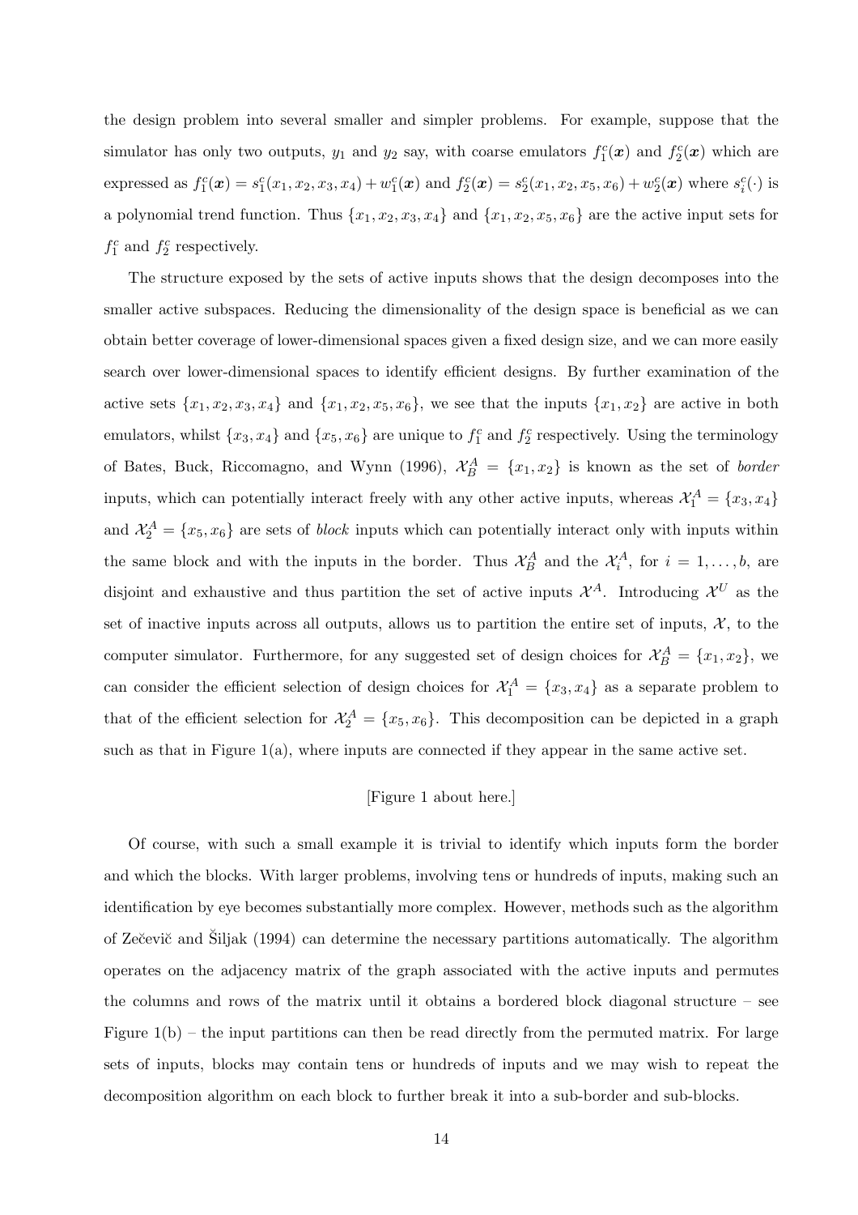the design problem into several smaller and simpler problems. For example, suppose that the simulator has only two outputs, $y_1$ and $y_2$ say, with coarse emulators $f_1^c(\boldsymbol{x})$ and $f_2^c(\boldsymbol{x})$ which are expressed as $f_1^c(\boldsymbol{x}) = s_1^c(x_1, x_2, x_3, x_4) + w_1^c(\boldsymbol{x})$ and $f_2^c(\boldsymbol{x}) = s_2^c(x_1, x_2, x_5, x_6) + w_2^c(\boldsymbol{x})$ where $s_i^c(\cdot)$ is a polynomial trend function. Thus $\{x_1, x_2, x_3, x_4\}$ and $\{x_1, x_2, x_5, x_6\}$ are the active input sets for $f_1^c$ and $f_2^c$ respectively.

The structure exposed by the sets of active inputs shows that the design decomposes into the smaller active subspaces. Reducing the dimensionality of the design space is beneficial as we can obtain better coverage of lower-dimensional spaces given a fixed design size, and we can more easily search over lower-dimensional spaces to identify efficient designs. By further examination of the active sets $\{x_1, x_2, x_3, x_4\}$ and $\{x_1, x_2, x_5, x_6\}$, we see that the inputs $\{x_1, x_2\}$ are active in both emulators, whilst $\{x_3, x_4\}$ and $\{x_5, x_6\}$ are unique to $f_1^c$ and $f_2^c$ respectively. Using the terminology of Bates, Buck, Riccomagno, and Wynn (1996), $\mathcal{X}_B^A = \{x_1, x_2\}$ is known as the set of *border* inputs, which can potentially interact freely with any other active inputs, whereas $\mathcal{X}_1^A = \{x_3, x_4\}$ and $\mathcal{X}_2^A = \{x_5, x_6\}$ are sets of *block* inputs which can potentially interact only with inputs within the same block and with the inputs in the border. Thus $\mathcal{X}_B^A$ and the $\mathcal{X}_i^A$, for $i = 1, \ldots, b$, are disjoint and exhaustive and thus partition the set of active inputs $\mathcal{X}^A$. Introducing $\mathcal{X}^U$ as the set of inactive inputs across all outputs, allows us to partition the entire set of inputs, $\mathcal{X}$, to the computer simulator. Furthermore, for any suggested set of design choices for $\mathcal{X}_B^A = \{x_1, x_2\}$, we can consider the efficient selection of design choices for $\mathcal{X}_1^A = \{x_3, x_4\}$ as a separate problem to that of the efficient selection for $\mathcal{X}_2^A = \{x_5, x_6\}$. This decomposition can be depicted in a graph such as that in Figure 1(a), where inputs are connected if they appear in the same active set.

[Figure 1 about here.]

Of course, with such a small example it is trivial to identify which inputs form the border and which the blocks. With larger problems, involving tens or hundreds of inputs, making such an identification by eye becomes substantially more complex. However, methods such as the algorithm of Zečevič and Šiljak (1994) can determine the necessary partitions automatically. The algorithm operates on the adjacency matrix of the graph associated with the active inputs and permutes the columns and rows of the matrix until it obtains a bordered block diagonal structure – see Figure 1(b) – the input partitions can then be read directly from the permuted matrix. For large sets of inputs, blocks may contain tens or hundreds of inputs and we may wish to repeat the decomposition algorithm on each block to further break it into a sub-border and sub-blocks.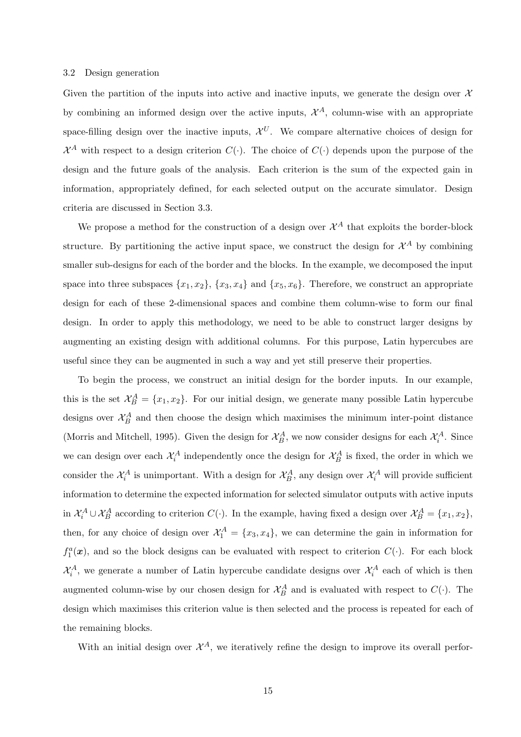### 3.2 Design generation

Given the partition of the inputs into active and inactive inputs, we generate the design over $\mathcal{X}$ by combining an informed design over the active inputs, $\mathcal{X}^A$, column-wise with an appropriate space-filling design over the inactive inputs, $\mathcal{X}^U$. We compare alternative choices of design for $\mathcal{X}^A$ with respect to a design criterion $C(\cdot)$. The choice of $C(\cdot)$ depends upon the purpose of the design and the future goals of the analysis. Each criterion is the sum of the expected gain in information, appropriately defined, for each selected output on the accurate simulator. Design criteria are discussed in Section 3.3.

We propose a method for the construction of a design over $\mathcal{X}^A$ that exploits the border-block structure. By partitioning the active input space, we construct the design for $\mathcal{X}^A$ by combining smaller sub-designs for each of the border and the blocks. In the example, we decomposed the input space into three subspaces $\{x_1, x_2\}$, $\{x_3, x_4\}$ and $\{x_5, x_6\}$. Therefore, we construct an appropriate design for each of these 2-dimensional spaces and combine them column-wise to form our final design. In order to apply this methodology, we need to be able to construct larger designs by augmenting an existing design with additional columns. For this purpose, Latin hypercubes are useful since they can be augmented in such a way and yet still preserve their properties.

To begin the process, we construct an initial design for the border inputs. In our example, this is the set $\mathcal{X}_B^A = \{x_1, x_2\}$. For our initial design, we generate many possible Latin hypercube designs over $\mathcal{X}_B^A$ and then choose the design which maximises the minimum inter-point distance (Morris and Mitchell, 1995). Given the design for $\mathcal{X}_B^A$, we now consider designs for each $\mathcal{X}_i^A$. Since we can design over each $\mathcal{X}_i^A$ independently once the design for $\mathcal{X}_B^A$ is fixed, the order in which we consider the $\mathcal{X}_i^A$ is unimportant. With a design for $\mathcal{X}_B^A$, any design over $\mathcal{X}_i^A$ will provide sufficient information to determine the expected information for selected simulator outputs with active inputs in $\mathcal{X}_i^A \cup \mathcal{X}_B^A$ according to criterion $C(\cdot)$. In the example, having fixed a design over $\mathcal{X}_B^A = \{x_1, x_2\}$, then, for any choice of design over $\mathcal{X}_1^A = \{x_3, x_4\}$, we can determine the gain in information for $f_1^a(\boldsymbol{x})$, and so the block designs can be evaluated with respect to criterion $C(\cdot)$. For each block $\mathcal{X}_i^A$, we generate a number of Latin hypercube candidate designs over $\mathcal{X}_i^A$ each of which is then augmented column-wise by our chosen design for $\mathcal{X}_B^A$ and is evaluated with respect to $C(\cdot)$. The design which maximises this criterion value is then selected and the process is repeated for each of the remaining blocks.

With an initial design over $\mathcal{X}^A$, we iteratively refine the design to improve its overall perfor-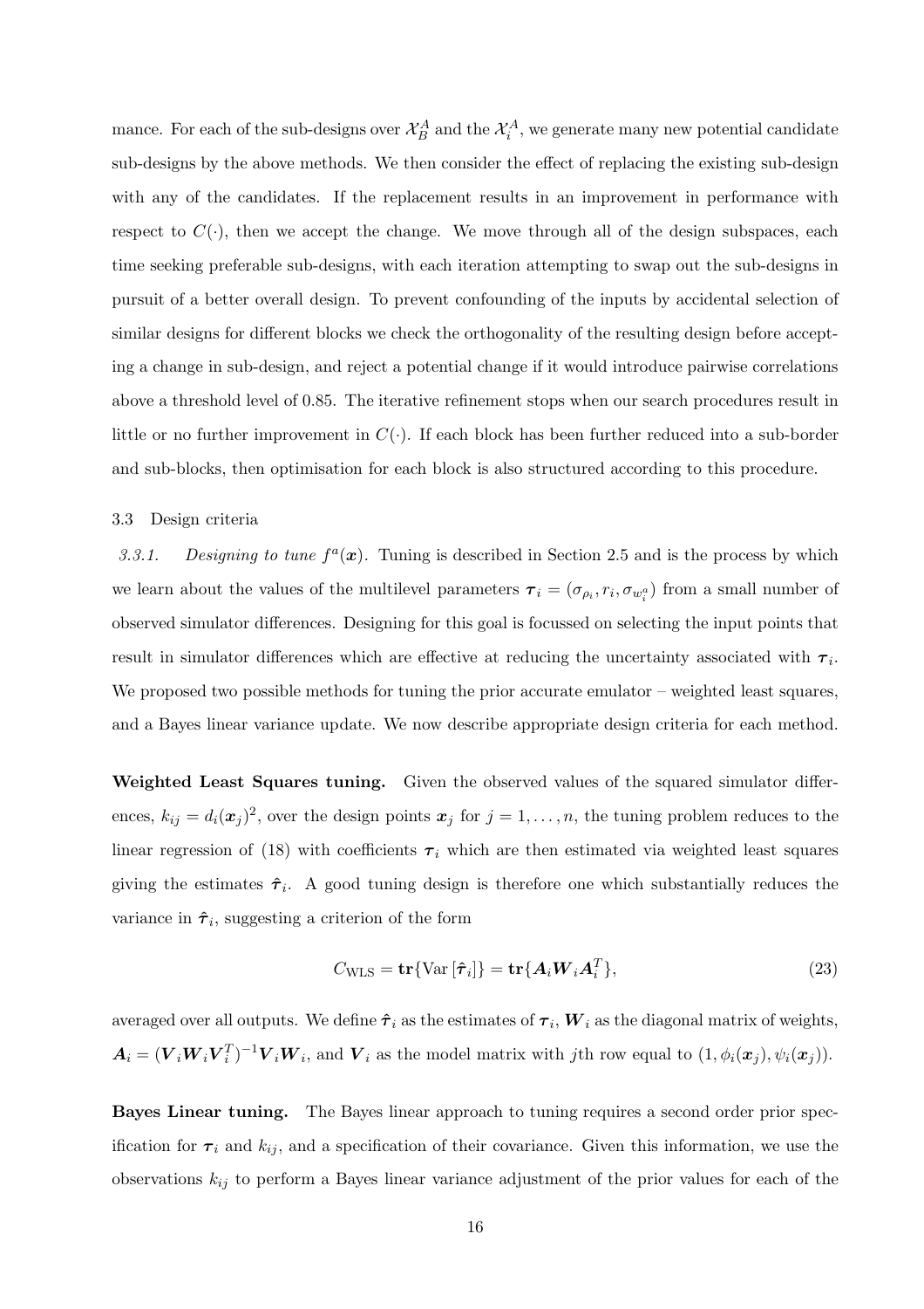mance. For each of the sub-designs over $\mathcal{X}_B^A$ and the $\mathcal{X}_i^A$, we generate many new potential candidate sub-designs by the above methods. We then consider the effect of replacing the existing sub-design with any of the candidates. If the replacement results in an improvement in performance with respect to $C(\cdot)$, then we accept the change. We move through all of the design subspaces, each time seeking preferable sub-designs, with each iteration attempting to swap out the sub-designs in pursuit of a better overall design. To prevent confounding of the inputs by accidental selection of similar designs for different blocks we check the orthogonality of the resulting design before accepting a change in sub-design, and reject a potential change if it would introduce pairwise correlations above a threshold level of 0.85. The iterative refinement stops when our search procedures result in little or no further improvement in $C(\cdot)$. If each block has been further reduced into a sub-border and sub-blocks, then optimisation for each block is also structured according to this procedure.

### 3.3 Design criteria

*3.3.1. Designing to tune $f^a(\boldsymbol{x})$.* Tuning is described in Section 2.5 and is the process by which we learn about the values of the multilevel parameters $\boldsymbol{\tau}_i = (\sigma_{\rho_i}, r_i, \sigma_{w_i^a})$ from a small number of observed simulator differences. Designing for this goal is focussed on selecting the input points that result in simulator differences which are effective at reducing the uncertainty associated with $\boldsymbol{\tau}_i$. We proposed two possible methods for tuning the prior accurate emulator – weighted least squares, and a Bayes linear variance update. We now describe appropriate design criteria for each method.

**Weighted Least Squares tuning.** Given the observed values of the squared simulator differences, $k_{ij} = d_i(\boldsymbol{x}_j)^2$, over the design points $\boldsymbol{x}_j$ for $j = 1, \ldots, n$, the tuning problem reduces to the linear regression of (18) with coefficients $\boldsymbol{\tau}_i$ which are then estimated via weighted least squares giving the estimates $\hat{\boldsymbol{\tau}}_i$. A good tuning design is therefore one which substantially reduces the variance in $\hat{\boldsymbol{\tau}}_i$, suggesting a criterion of the form

$$C_{\text{WLS}} = \mathbf{tr}\{\text{Var}\,[\hat{\boldsymbol{\tau}}_i]\} = \mathbf{tr}\{\boldsymbol{A}_i \boldsymbol{W}_i \boldsymbol{A}_i^T\}, \tag{23}$$

averaged over all outputs. We define $\hat{\boldsymbol{\tau}}_i$ as the estimates of $\boldsymbol{\tau}_i$, $\boldsymbol{W}_i$ as the diagonal matrix of weights, $\boldsymbol{A}_i = (\boldsymbol{V}_i \boldsymbol{W}_i \boldsymbol{V}_i^T)^{-1} \boldsymbol{V}_i \boldsymbol{W}_i$, and $\boldsymbol{V}_i$ as the model matrix with $j$th row equal to $(1, \phi_i(\boldsymbol{x}_j), \psi_i(\boldsymbol{x}_j))$.

**Bayes Linear tuning.** The Bayes linear approach to tuning requires a second order prior specification for $\boldsymbol{\tau}_i$ and $k_{ij}$, and a specification of their covariance. Given this information, we use the observations $k_{ij}$ to perform a Bayes linear variance adjustment of the prior values for each of the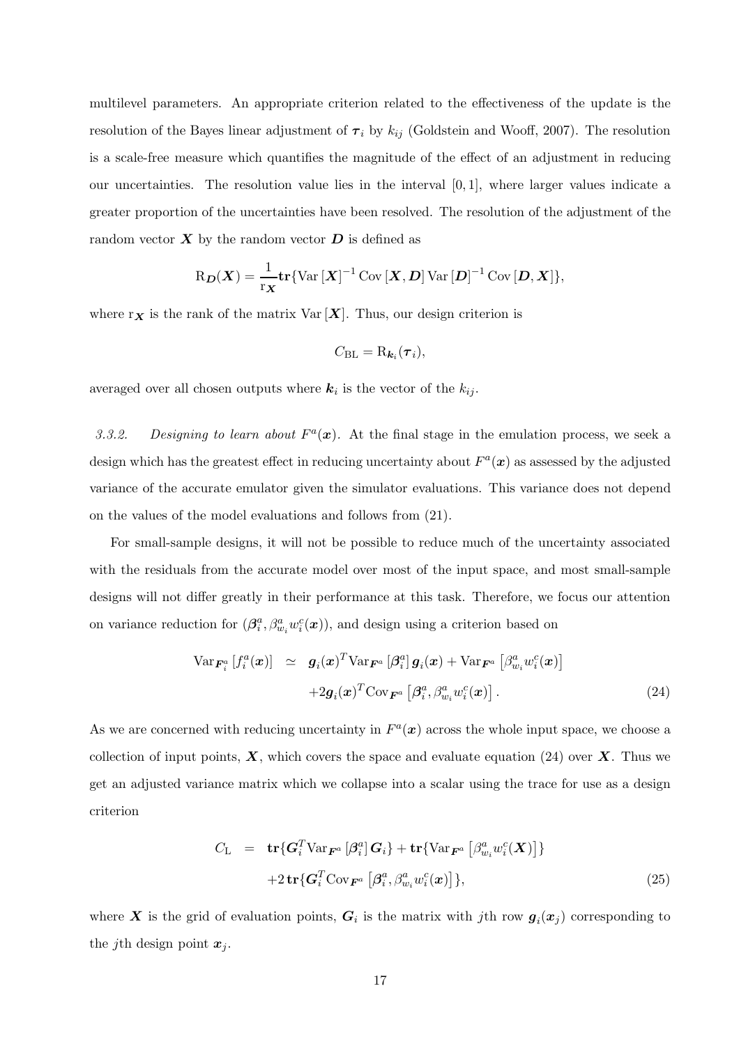multilevel parameters. An appropriate criterion related to the effectiveness of the update is the resolution of the Bayes linear adjustment of $\boldsymbol{\tau}_i$ by $k_{ij}$ (Goldstein and Wooff, 2007). The resolution is a scale-free measure which quantifies the magnitude of the effect of an adjustment in reducing our uncertainties. The resolution value lies in the interval $[0, 1]$, where larger values indicate a greater proportion of the uncertainties have been resolved. The resolution of the adjustment of the random vector $\boldsymbol{X}$ by the random vector $\boldsymbol{D}$ is defined as

$$\mathrm{R}_{\boldsymbol{D}}(\boldsymbol{X}) = \frac{1}{\mathrm{r}_{\boldsymbol{X}}}\mathbf{tr}\{\mathrm{Var}\left[\boldsymbol{X}\right]^{-1}\mathrm{Cov}\left[\boldsymbol{X},\boldsymbol{D}\right]\mathrm{Var}\left[\boldsymbol{D}\right]^{-1}\mathrm{Cov}\left[\boldsymbol{D},\boldsymbol{X}\right]\},$$

where $\mathrm{r}_{\boldsymbol{X}}$ is the rank of the matrix $\mathrm{Var}\left[\boldsymbol{X}\right]$. Thus, our design criterion is

$$C_{\mathrm{BL}} = \mathrm{R}_{\boldsymbol{k}_i}(\boldsymbol{\tau}_i),$$

averaged over all chosen outputs where $\boldsymbol{k}_i$ is the vector of the $k_{ij}$.

*3.3.2. Designing to learn about $F^a(\boldsymbol{x})$.* At the final stage in the emulation process, we seek a design which has the greatest effect in reducing uncertainty about $F^a(\boldsymbol{x})$ as assessed by the adjusted variance of the accurate emulator given the simulator evaluations. This variance does not depend on the values of the model evaluations and follows from (21).

For small-sample designs, it will not be possible to reduce much of the uncertainty associated with the residuals from the accurate model over most of the input space, and most small-sample designs will not differ greatly in their performance at this task. Therefore, we focus our attention on variance reduction for $(\boldsymbol{\beta}_i^a, \beta_{w_i}^a w_i^c(\boldsymbol{x}))$, and design using a criterion based on

$$\begin{aligned}\mathrm{Var}_{\boldsymbol{F}_i^a}\left[f_i^a(\boldsymbol{x})\right] \;\simeq\; & \boldsymbol{g}_i(\boldsymbol{x})^T \mathrm{Var}_{\boldsymbol{F}^a}\left[\boldsymbol{\beta}_i^a\right]\boldsymbol{g}_i(\boldsymbol{x}) + \mathrm{Var}_{\boldsymbol{F}^a}\left[\beta_{w_i}^a w_i^c(\boldsymbol{x})\right] \\ & + 2\boldsymbol{g}_i(\boldsymbol{x})^T \mathrm{Cov}_{\boldsymbol{F}^a}\left[\boldsymbol{\beta}_i^a, \beta_{w_i}^a w_i^c(\boldsymbol{x})\right]. \qquad (24)\end{aligned}$$

As we are concerned with reducing uncertainty in $F^a(\boldsymbol{x})$ across the whole input space, we choose a collection of input points, $\boldsymbol{X}$, which covers the space and evaluate equation (24) over $\boldsymbol{X}$. Thus we get an adjusted variance matrix which we collapse into a scalar using the trace for use as a design criterion

$$\begin{aligned}C_{\mathrm{L}} \;=\; & \mathbf{tr}\{\boldsymbol{G}_i^T \mathrm{Var}_{\boldsymbol{F}^a}\left[\boldsymbol{\beta}_i^a\right]\boldsymbol{G}_i\} + \mathbf{tr}\{\mathrm{Var}_{\boldsymbol{F}^a}\left[\beta_{w_i}^a w_i^c(\boldsymbol{X})\right]\} \\ & + 2\,\mathbf{tr}\{\boldsymbol{G}_i^T \mathrm{Cov}_{\boldsymbol{F}^a}\left[\boldsymbol{\beta}_i^a, \beta_{w_i}^a w_i^c(\boldsymbol{x})\right]\}, \qquad (25)\end{aligned}$$

where $\boldsymbol{X}$ is the grid of evaluation points, $\boldsymbol{G}_i$ is the matrix with $j$th row $\boldsymbol{g}_i(\boldsymbol{x}_j)$ corresponding to the $j$th design point $\boldsymbol{x}_j$.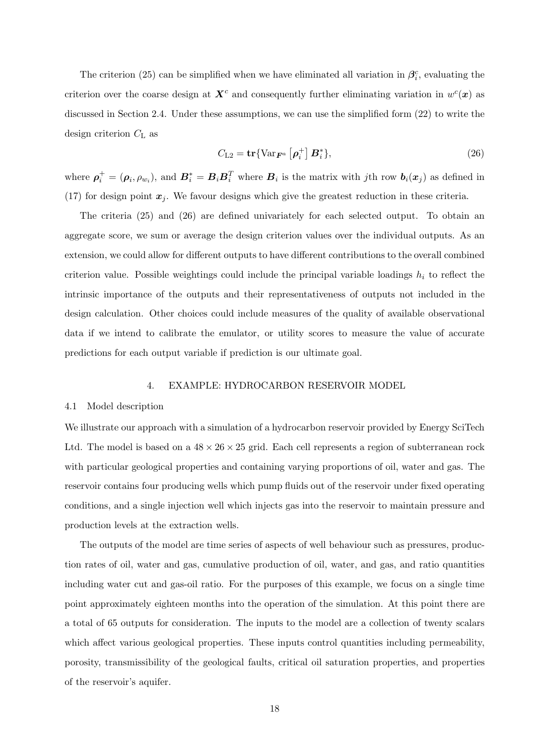The criterion (25) can be simplified when we have eliminated all variation in $\boldsymbol{\beta}_i^c$, evaluating the criterion over the coarse design at $\boldsymbol{X}^c$ and consequently further eliminating variation in $w^c(\boldsymbol{x})$ as discussed in Section 2.4. Under these assumptions, we can use the simplified form (22) to write the design criterion $C_{\mathrm{L}}$ as

$$C_{\mathrm{L2}} = \mathbf{tr}\{\mathrm{Var}_{\boldsymbol{F}^a}\left[\boldsymbol{\rho}_i^+\right]\boldsymbol{B}_i^*\}, \tag{26}$$

where $\boldsymbol{\rho}_i^+ = (\boldsymbol{\rho}_i, \rho_{w_i})$, and $\boldsymbol{B}_i^* = \boldsymbol{B}_i\boldsymbol{B}_i^T$ where $\boldsymbol{B}_i$ is the matrix with $j$th row $\boldsymbol{b}_i(\boldsymbol{x}_j)$ as defined in (17) for design point $\boldsymbol{x}_j$. We favour designs which give the greatest reduction in these criteria.

The criteria (25) and (26) are defined univariately for each selected output. To obtain an aggregate score, we sum or average the design criterion values over the individual outputs. As an extension, we could allow for different outputs to have different contributions to the overall combined criterion value. Possible weightings could include the principal variable loadings $h_i$ to reflect the intrinsic importance of the outputs and their representativeness of outputs not included in the design calculation. Other choices could include measures of the quality of available observational data if we intend to calibrate the emulator, or utility scores to measure the value of accurate predictions for each output variable if prediction is our ultimate goal.

## 4. EXAMPLE: HYDROCARBON RESERVOIR MODEL

### 4.1 Model description

We illustrate our approach with a simulation of a hydrocarbon reservoir provided by Energy SciTech Ltd. The model is based on a $48 \times 26 \times 25$ grid. Each cell represents a region of subterranean rock with particular geological properties and containing varying proportions of oil, water and gas. The reservoir contains four producing wells which pump fluids out of the reservoir under fixed operating conditions, and a single injection well which injects gas into the reservoir to maintain pressure and production levels at the extraction wells.

The outputs of the model are time series of aspects of well behaviour such as pressures, production rates of oil, water and gas, cumulative production of oil, water, and gas, and ratio quantities including water cut and gas-oil ratio. For the purposes of this example, we focus on a single time point approximately eighteen months into the operation of the simulation. At this point there are a total of 65 outputs for consideration. The inputs to the model are a collection of twenty scalars which affect various geological properties. These inputs control quantities including permeability, porosity, transmissibility of the geological faults, critical oil saturation properties, and properties of the reservoir's aquifer.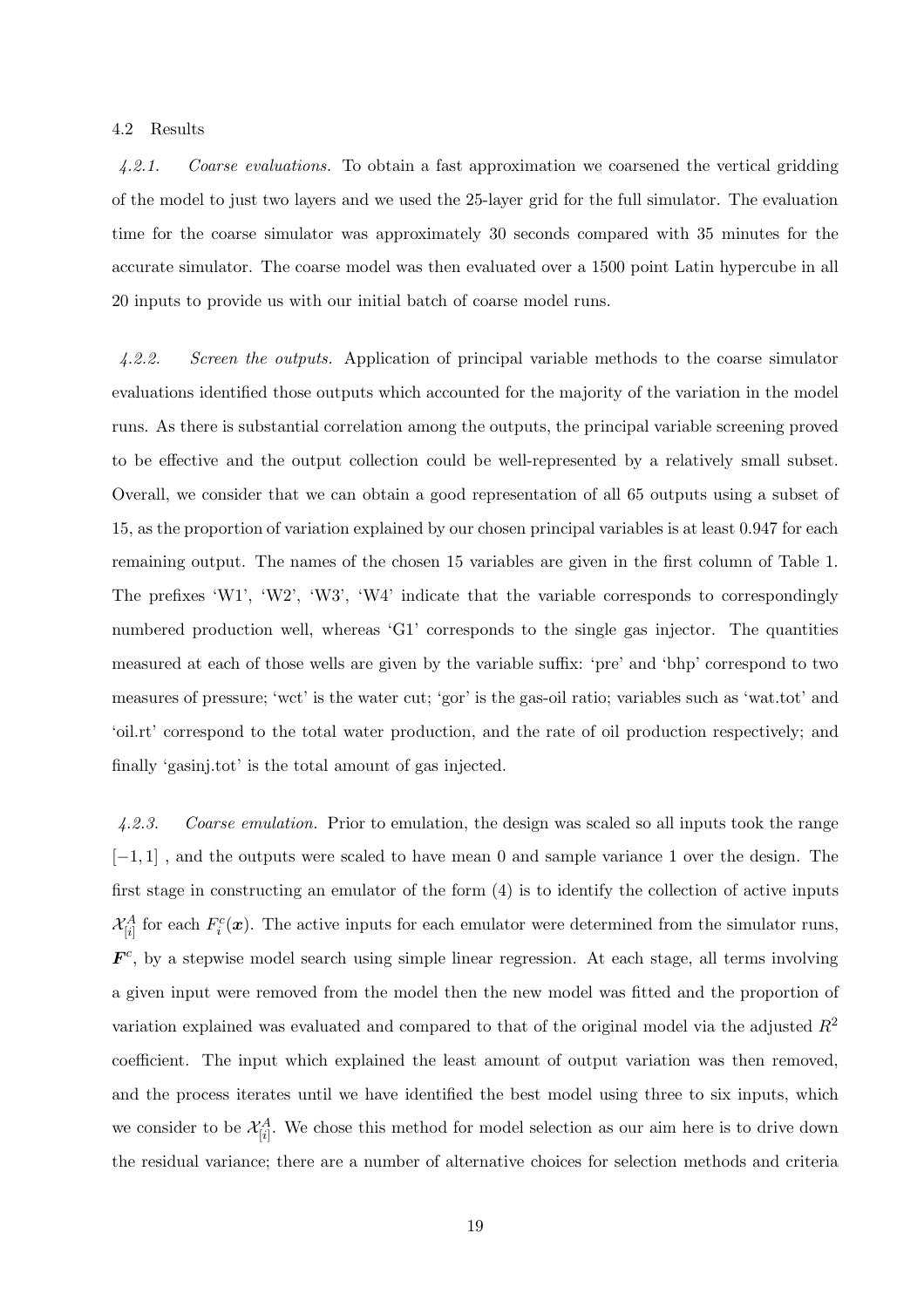### 4.2 Results

*4.2.1. Coarse evaluations.* To obtain a fast approximation we coarsened the vertical gridding of the model to just two layers and we used the 25-layer grid for the full simulator. The evaluation time for the coarse simulator was approximately 30 seconds compared with 35 minutes for the accurate simulator. The coarse model was then evaluated over a 1500 point Latin hypercube in all 20 inputs to provide us with our initial batch of coarse model runs.

*4.2.2. Screen the outputs.* Application of principal variable methods to the coarse simulator evaluations identified those outputs which accounted for the majority of the variation in the model runs. As there is substantial correlation among the outputs, the principal variable screening proved to be effective and the output collection could be well-represented by a relatively small subset. Overall, we consider that we can obtain a good representation of all 65 outputs using a subset of 15, as the proportion of variation explained by our chosen principal variables is at least 0.947 for each remaining output. The names of the chosen 15 variables are given in the first column of Table 1. The prefixes 'W1', 'W2', 'W3', 'W4' indicate that the variable corresponds to correspondingly numbered production well, whereas 'G1' corresponds to the single gas injector. The quantities measured at each of those wells are given by the variable suffix: 'pre' and 'bhp' correspond to two measures of pressure; 'wct' is the water cut; 'gor' is the gas-oil ratio; variables such as 'wat.tot' and 'oil.rt' correspond to the total water production, and the rate of oil production respectively; and finally 'gasinj.tot' is the total amount of gas injected.

*4.2.3. Coarse emulation.* Prior to emulation, the design was scaled so all inputs took the range $[-1, 1]$ , and the outputs were scaled to have mean 0 and sample variance 1 over the design. The first stage in constructing an emulator of the form (4) is to identify the collection of active inputs $\mathcal{X}^A_{[i]}$ for each $F^c_i(\boldsymbol{x})$. The active inputs for each emulator were determined from the simulator runs, $\boldsymbol{F}^c$, by a stepwise model search using simple linear regression. At each stage, all terms involving a given input were removed from the model then the new model was fitted and the proportion of variation explained was evaluated and compared to that of the original model via the adjusted $R^2$ coefficient. The input which explained the least amount of output variation was then removed, and the process iterates until we have identified the best model using three to six inputs, which we consider to be $\mathcal{X}^A_{[i]}$. We chose this method for model selection as our aim here is to drive down the residual variance; there are a number of alternative choices for selection methods and criteria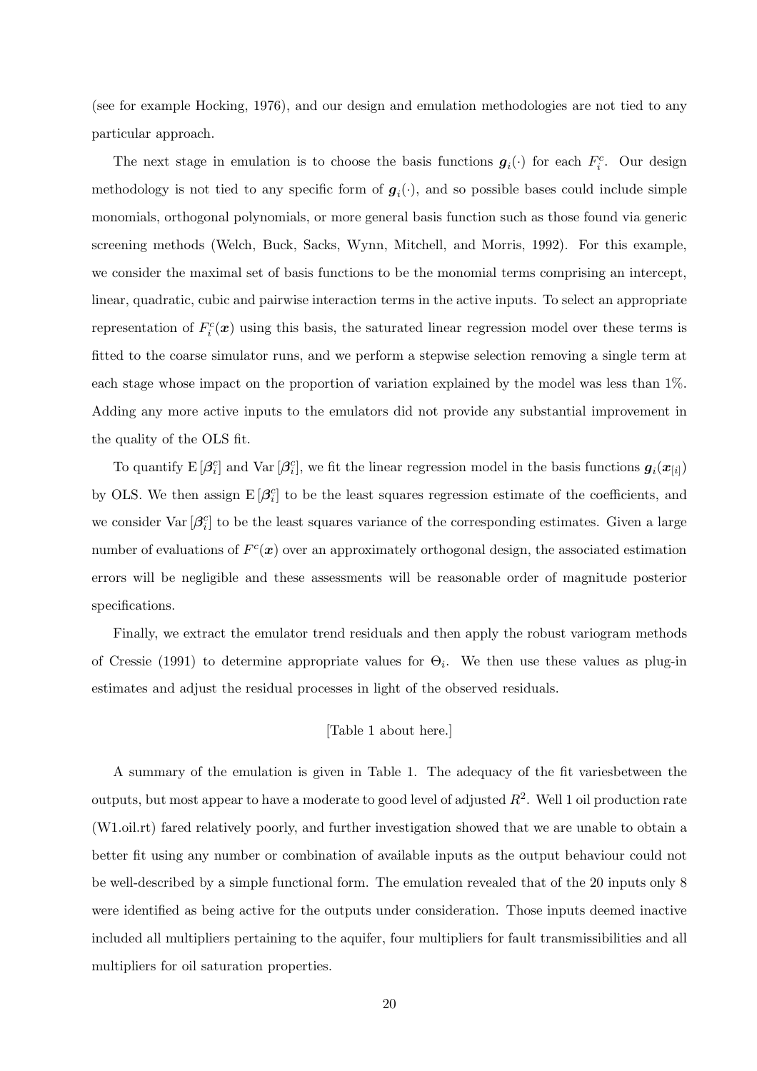(see for example Hocking, 1976), and our design and emulation methodologies are not tied to any particular approach.

The next stage in emulation is to choose the basis functions $\boldsymbol{g}_i(\cdot)$ for each $F_i^c$. Our design methodology is not tied to any specific form of $\boldsymbol{g}_i(\cdot)$, and so possible bases could include simple monomials, orthogonal polynomials, or more general basis function such as those found via generic screening methods (Welch, Buck, Sacks, Wynn, Mitchell, and Morris, 1992). For this example, we consider the maximal set of basis functions to be the monomial terms comprising an intercept, linear, quadratic, cubic and pairwise interaction terms in the active inputs. To select an appropriate representation of $F_i^c(\boldsymbol{x})$ using this basis, the saturated linear regression model over these terms is fitted to the coarse simulator runs, and we perform a stepwise selection removing a single term at each stage whose impact on the proportion of variation explained by the model was less than 1%. Adding any more active inputs to the emulators did not provide any substantial improvement in the quality of the OLS fit.

To quantify $\mathrm{E}[\boldsymbol{\beta}_i^c]$ and $\mathrm{Var}[\boldsymbol{\beta}_i^c]$, we fit the linear regression model in the basis functions $\boldsymbol{g}_i(\boldsymbol{x}_{[i]})$ by OLS. We then assign $\mathrm{E}[\boldsymbol{\beta}_i^c]$ to be the least squares regression estimate of the coefficients, and we consider $\mathrm{Var}[\boldsymbol{\beta}_i^c]$ to be the least squares variance of the corresponding estimates. Given a large number of evaluations of $F^c(\boldsymbol{x})$ over an approximately orthogonal design, the associated estimation errors will be negligible and these assessments will be reasonable order of magnitude posterior specifications.

Finally, we extract the emulator trend residuals and then apply the robust variogram methods of Cressie (1991) to determine appropriate values for $\Theta_i$. We then use these values as plug-in estimates and adjust the residual processes in light of the observed residuals.

[Table 1 about here.]

A summary of the emulation is given in Table 1. The adequacy of the fit variesbetween the outputs, but most appear to have a moderate to good level of adjusted $R^2$. Well 1 oil production rate (W1.oil.rt) fared relatively poorly, and further investigation showed that we are unable to obtain a better fit using any number or combination of available inputs as the output behaviour could not be well-described by a simple functional form. The emulation revealed that of the 20 inputs only 8 were identified as being active for the outputs under consideration. Those inputs deemed inactive included all multipliers pertaining to the aquifer, four multipliers for fault transmissibilities and all multipliers for oil saturation properties.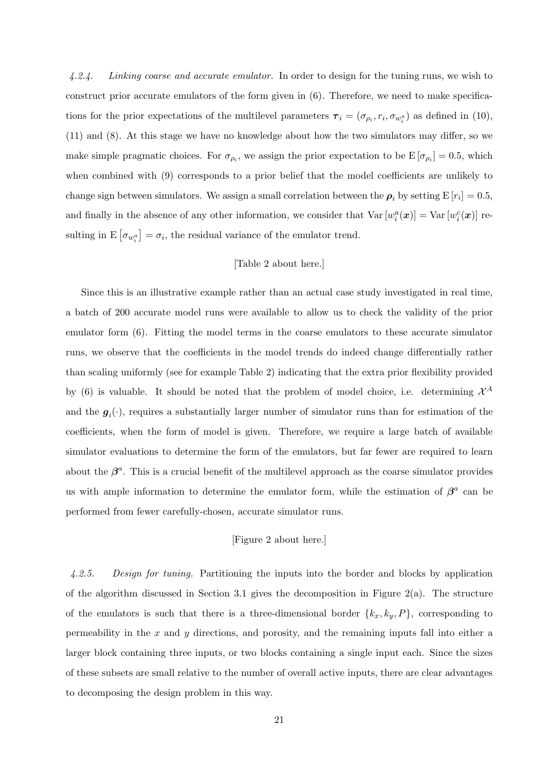*4.2.4. Linking coarse and accurate emulator.* In order to design for the tuning runs, we wish to construct prior accurate emulators of the form given in (6). Therefore, we need to make specifications for the prior expectations of the multilevel parameters $\boldsymbol{\tau}_i = (\sigma_{\rho_i}, r_i, \sigma_{w_i^a})$ as defined in (10), (11) and (8). At this stage we have no knowledge about how the two simulators may differ, so we make simple pragmatic choices. For $\sigma_{\rho_i}$, we assign the prior expectation to be $\mathrm{E}[\sigma_{\rho_i}] = 0.5$, which when combined with (9) corresponds to a prior belief that the model coefficients are unlikely to change sign between simulators. We assign a small correlation between the $\boldsymbol{\rho}_i$ by setting $\mathrm{E}[r_i] = 0.5$, and finally in the absence of any other information, we consider that $\mathrm{Var}[w_i^a(\boldsymbol{x})] = \mathrm{Var}[w_i^c(\boldsymbol{x})]$ resulting in $\mathrm{E}[\sigma_{w_i^a}] = \sigma_i$, the residual variance of the emulator trend.

[Table 2 about here.]

Since this is an illustrative example rather than an actual case study investigated in real time, a batch of 200 accurate model runs were available to allow us to check the validity of the prior emulator form (6). Fitting the model terms in the coarse emulators to these accurate simulator runs, we observe that the coefficients in the model trends do indeed change differentially rather than scaling uniformly (see for example Table 2) indicating that the extra prior flexibility provided by (6) is valuable. It should be noted that the problem of model choice, i.e. determining $\mathcal{X}^A$ and the $\boldsymbol{g}_i(\cdot)$, requires a substantially larger number of simulator runs than for estimation of the coefficients, when the form of model is given. Therefore, we require a large batch of available simulator evaluations to determine the form of the emulators, but far fewer are required to learn about the $\boldsymbol{\beta}^a$. This is a crucial benefit of the multilevel approach as the coarse simulator provides us with ample information to determine the emulator form, while the estimation of $\boldsymbol{\beta}^a$ can be performed from fewer carefully-chosen, accurate simulator runs.

[Figure 2 about here.]

*4.2.5. Design for tuning.* Partitioning the inputs into the border and blocks by application of the algorithm discussed in Section 3.1 gives the decomposition in Figure 2(a). The structure of the emulators is such that there is a three-dimensional border $\{k_x, k_y, P\}$, corresponding to permeability in the $x$ and $y$ directions, and porosity, and the remaining inputs fall into either a larger block containing three inputs, or two blocks containing a single input each. Since the sizes of these subsets are small relative to the number of overall active inputs, there are clear advantages to decomposing the design problem in this way.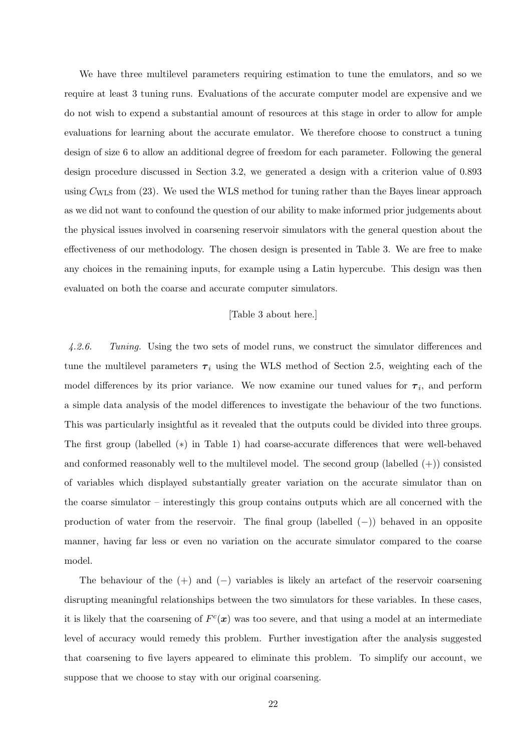We have three multilevel parameters requiring estimation to tune the emulators, and so we require at least 3 tuning runs. Evaluations of the accurate computer model are expensive and we do not wish to expend a substantial amount of resources at this stage in order to allow for ample evaluations for learning about the accurate emulator. We therefore choose to construct a tuning design of size 6 to allow an additional degree of freedom for each parameter. Following the general design procedure discussed in Section 3.2, we generated a design with a criterion value of 0.893 using $C_{\text{WLS}}$ from (23). We used the WLS method for tuning rather than the Bayes linear approach as we did not want to confound the question of our ability to make informed prior judgements about the physical issues involved in coarsening reservoir simulators with the general question about the effectiveness of our methodology. The chosen design is presented in Table 3. We are free to make any choices in the remaining inputs, for example using a Latin hypercube. This design was then evaluated on both the coarse and accurate computer simulators.

[Table 3 about here.]

*4.2.6. Tuning.* Using the two sets of model runs, we construct the simulator differences and tune the multilevel parameters $\boldsymbol{\tau}_i$ using the WLS method of Section 2.5, weighting each of the model differences by its prior variance. We now examine our tuned values for $\boldsymbol{\tau}_i$, and perform a simple data analysis of the model differences to investigate the behaviour of the two functions. This was particularly insightful as it revealed that the outputs could be divided into three groups. The first group (labelled $(*)$ in Table 1) had coarse-accurate differences that were well-behaved and conformed reasonably well to the multilevel model. The second group (labelled $(+)$) consisted of variables which displayed substantially greater variation on the accurate simulator than on the coarse simulator – interestingly this group contains outputs which are all concerned with the production of water from the reservoir. The final group (labelled $(-)$) behaved in an opposite manner, having far less or even no variation on the accurate simulator compared to the coarse model.

The behaviour of the $(+)$ and $(-)$ variables is likely an artefact of the reservoir coarsening disrupting meaningful relationships between the two simulators for these variables. In these cases, it is likely that the coarsening of $F^c(\boldsymbol{x})$ was too severe, and that using a model at an intermediate level of accuracy would remedy this problem. Further investigation after the analysis suggested that coarsening to five layers appeared to eliminate this problem. To simplify our account, we suppose that we choose to stay with our original coarsening.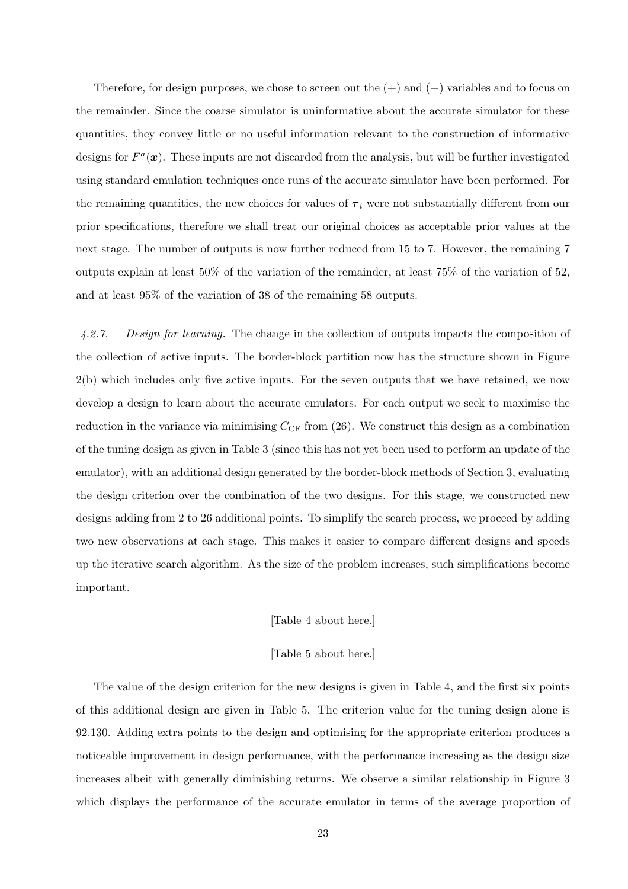Therefore, for design purposes, we chose to screen out the (+) and (−) variables and to focus on the remainder. Since the coarse simulator is uninformative about the accurate simulator for these quantities, they convey little or no useful information relevant to the construction of informative designs for $F^a(\boldsymbol{x})$. These inputs are not discarded from the analysis, but will be further investigated using standard emulation techniques once runs of the accurate simulator have been performed. For the remaining quantities, the new choices for values of $\boldsymbol{\tau}_i$ were not substantially different from our prior specifications, therefore we shall treat our original choices as acceptable prior values at the next stage. The number of outputs is now further reduced from 15 to 7. However, the remaining 7 outputs explain at least 50% of the variation of the remainder, at least 75% of the variation of 52, and at least 95% of the variation of 38 of the remaining 58 outputs.

*4.2.7. Design for learning.* The change in the collection of outputs impacts the composition of the collection of active inputs. The border-block partition now has the structure shown in Figure 2(b) which includes only five active inputs. For the seven outputs that we have retained, we now develop a design to learn about the accurate emulators. For each output we seek to maximise the reduction in the variance via minimising $C_{\mathrm{CF}}$ from (26). We construct this design as a combination of the tuning design as given in Table 3 (since this has not yet been used to perform an update of the emulator), with an additional design generated by the border-block methods of Section 3, evaluating the design criterion over the combination of the two designs. For this stage, we constructed new designs adding from 2 to 26 additional points. To simplify the search process, we proceed by adding two new observations at each stage. This makes it easier to compare different designs and speeds up the iterative search algorithm. As the size of the problem increases, such simplifications become important.

[Table 4 about here.]

[Table 5 about here.]

The value of the design criterion for the new designs is given in Table 4, and the first six points of this additional design are given in Table 5. The criterion value for the tuning design alone is 92.130. Adding extra points to the design and optimising for the appropriate criterion produces a noticeable improvement in design performance, with the performance increasing as the design size increases albeit with generally diminishing returns. We observe a similar relationship in Figure 3 which displays the performance of the accurate emulator in terms of the average proportion of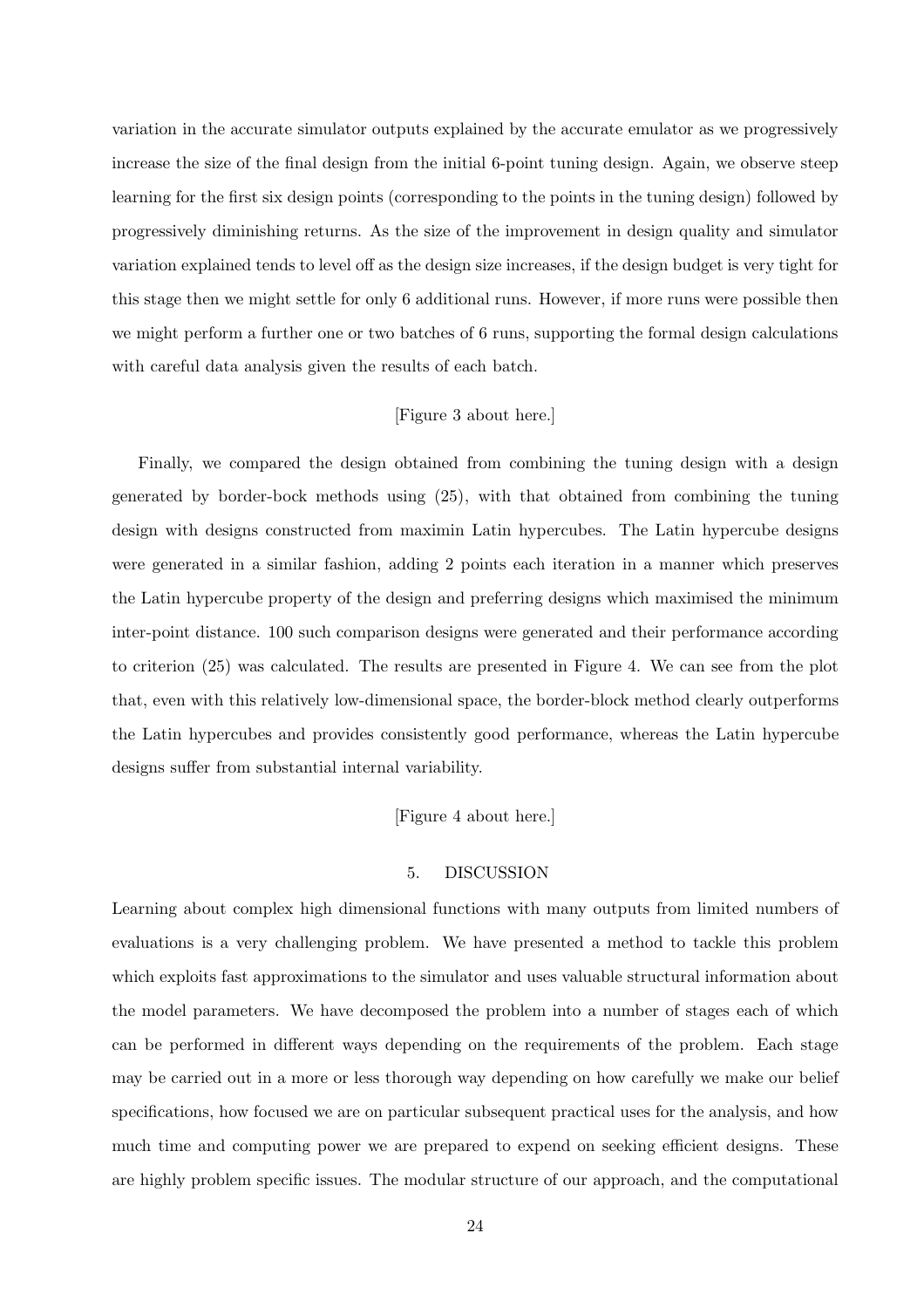variation in the accurate simulator outputs explained by the accurate emulator as we progressively increase the size of the final design from the initial 6-point tuning design. Again, we observe steep learning for the first six design points (corresponding to the points in the tuning design) followed by progressively diminishing returns. As the size of the improvement in design quality and simulator variation explained tends to level off as the design size increases, if the design budget is very tight for this stage then we might settle for only 6 additional runs. However, if more runs were possible then we might perform a further one or two batches of 6 runs, supporting the formal design calculations with careful data analysis given the results of each batch.

[Figure 3 about here.]

Finally, we compared the design obtained from combining the tuning design with a design generated by border-bock methods using (25), with that obtained from combining the tuning design with designs constructed from maximin Latin hypercubes. The Latin hypercube designs were generated in a similar fashion, adding 2 points each iteration in a manner which preserves the Latin hypercube property of the design and preferring designs which maximised the minimum inter-point distance. 100 such comparison designs were generated and their performance according to criterion (25) was calculated. The results are presented in Figure 4. We can see from the plot that, even with this relatively low-dimensional space, the border-block method clearly outperforms the Latin hypercubes and provides consistently good performance, whereas the Latin hypercube designs suffer from substantial internal variability.

[Figure 4 about here.]

## 5. DISCUSSION

Learning about complex high dimensional functions with many outputs from limited numbers of evaluations is a very challenging problem. We have presented a method to tackle this problem which exploits fast approximations to the simulator and uses valuable structural information about the model parameters. We have decomposed the problem into a number of stages each of which can be performed in different ways depending on the requirements of the problem. Each stage may be carried out in a more or less thorough way depending on how carefully we make our belief specifications, how focused we are on particular subsequent practical uses for the analysis, and how much time and computing power we are prepared to expend on seeking efficient designs. These are highly problem specific issues. The modular structure of our approach, and the computational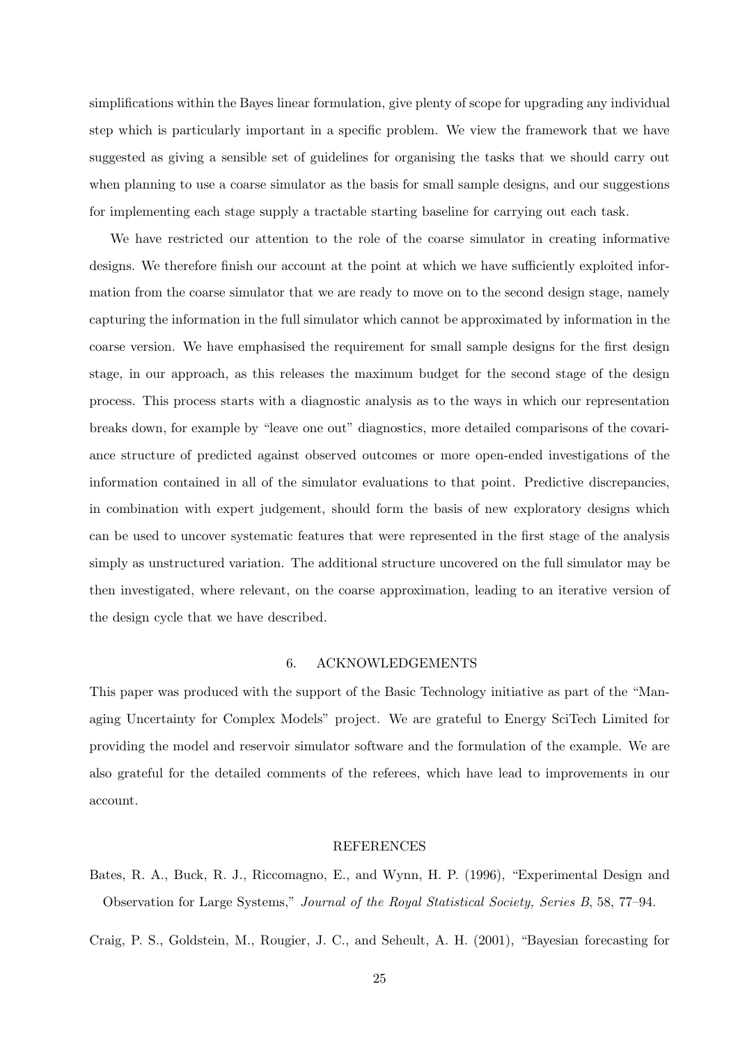simplifications within the Bayes linear formulation, give plenty of scope for upgrading any individual step which is particularly important in a specific problem. We view the framework that we have suggested as giving a sensible set of guidelines for organising the tasks that we should carry out when planning to use a coarse simulator as the basis for small sample designs, and our suggestions for implementing each stage supply a tractable starting baseline for carrying out each task.

We have restricted our attention to the role of the coarse simulator in creating informative designs. We therefore finish our account at the point at which we have sufficiently exploited information from the coarse simulator that we are ready to move on to the second design stage, namely capturing the information in the full simulator which cannot be approximated by information in the coarse version. We have emphasised the requirement for small sample designs for the first design stage, in our approach, as this releases the maximum budget for the second stage of the design process. This process starts with a diagnostic analysis as to the ways in which our representation breaks down, for example by "leave one out" diagnostics, more detailed comparisons of the covariance structure of predicted against observed outcomes or more open-ended investigations of the information contained in all of the simulator evaluations to that point. Predictive discrepancies, in combination with expert judgement, should form the basis of new exploratory designs which can be used to uncover systematic features that were represented in the first stage of the analysis simply as unstructured variation. The additional structure uncovered on the full simulator may be then investigated, where relevant, on the coarse approximation, leading to an iterative version of the design cycle that we have described.

## 6. ACKNOWLEDGEMENTS

This paper was produced with the support of the Basic Technology initiative as part of the "Managing Uncertainty for Complex Models" project. We are grateful to Energy SciTech Limited for providing the model and reservoir simulator software and the formulation of the example. We are also grateful for the detailed comments of the referees, which have lead to improvements in our account.

## REFERENCES

Bates, R. A., Buck, R. J., Riccomagno, E., and Wynn, H. P. (1996), "Experimental Design and Observation for Large Systems," *Journal of the Royal Statistical Society, Series B*, 58, 77–94.

Craig, P. S., Goldstein, M., Rougier, J. C., and Seheult, A. H. (2001), "Bayesian forecasting for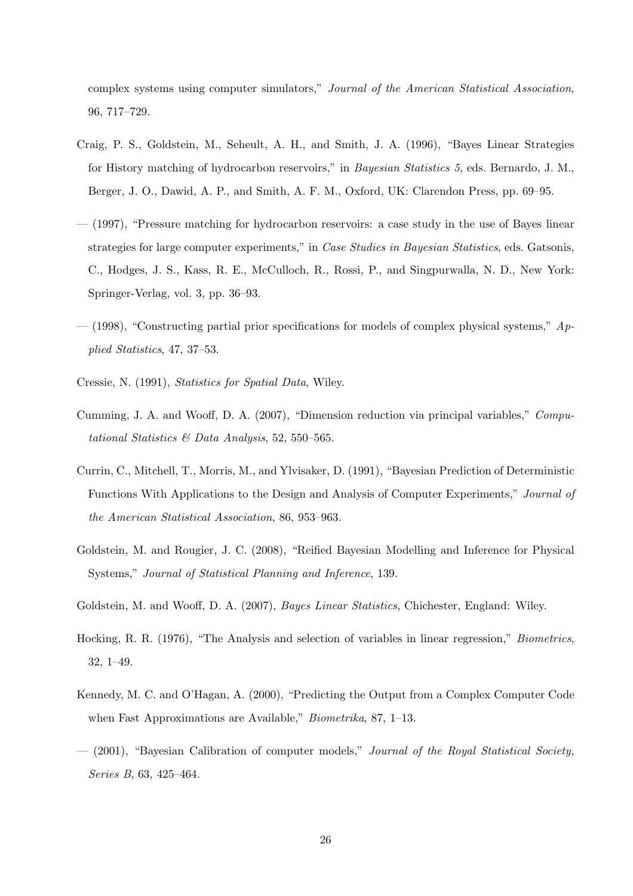complex systems using computer simulators," *Journal of the American Statistical Association*, 96, 717–729.

Craig, P. S., Goldstein, M., Seheult, A. H., and Smith, J. A. (1996), "Bayes Linear Strategies for History matching of hydrocarbon reservoirs," in *Bayesian Statistics 5*, eds. Bernardo, J. M., Berger, J. O., Dawid, A. P., and Smith, A. F. M., Oxford, UK: Clarendon Press, pp. 69–95.

— (1997), "Pressure matching for hydrocarbon reservoirs: a case study in the use of Bayes linear strategies for large computer experiments," in *Case Studies in Bayesian Statistics*, eds. Gatsonis, C., Hodges, J. S., Kass, R. E., McCulloch, R., Rossi, P., and Singpurwalla, N. D., New York: Springer-Verlag, vol. 3, pp. 36–93.

— (1998), "Constructing partial prior specifications for models of complex physical systems," *Applied Statistics*, 47, 37–53.

Cressie, N. (1991), *Statistics for Spatial Data*, Wiley.

Cumming, J. A. and Wooff, D. A. (2007), "Dimension reduction via principal variables," *Computational Statistics & Data Analysis*, 52, 550–565.

Currin, C., Mitchell, T., Morris, M., and Ylvisaker, D. (1991), "Bayesian Prediction of Deterministic Functions With Applications to the Design and Analysis of Computer Experiments," *Journal of the American Statistical Association*, 86, 953–963.

Goldstein, M. and Rougier, J. C. (2008), "Reified Bayesian Modelling and Inference for Physical Systems," *Journal of Statistical Planning and Inference*, 139.

Goldstein, M. and Wooff, D. A. (2007), *Bayes Linear Statistics*, Chichester, England: Wiley.

Hocking, R. R. (1976), "The Analysis and selection of variables in linear regression," *Biometrics*, 32, 1–49.

Kennedy, M. C. and O'Hagan, A. (2000), "Predicting the Output from a Complex Computer Code when Fast Approximations are Available," *Biometrika*, 87, 1–13.

— (2001), "Bayesian Calibration of computer models," *Journal of the Royal Statistical Society, Series B*, 63, 425–464.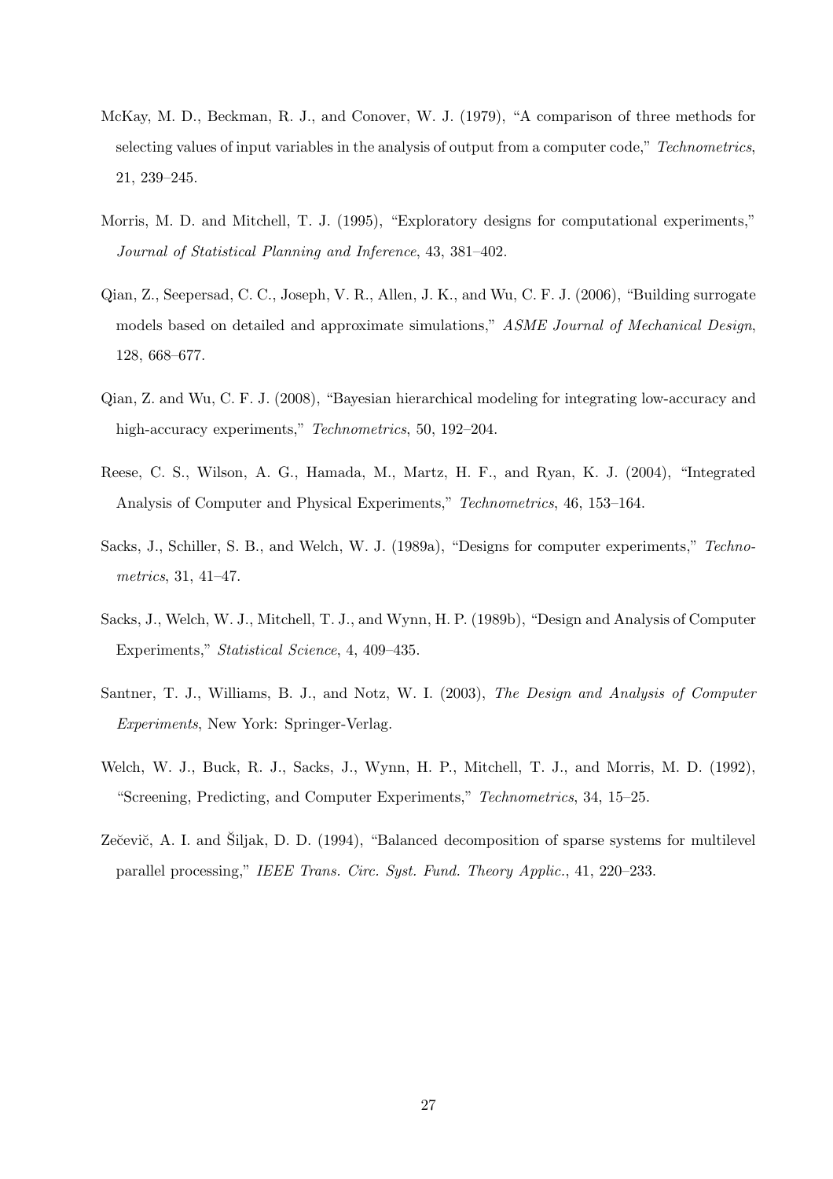McKay, M. D., Beckman, R. J., and Conover, W. J. (1979), "A comparison of three methods for selecting values of input variables in the analysis of output from a computer code," *Technometrics*, 21, 239–245.

Morris, M. D. and Mitchell, T. J. (1995), "Exploratory designs for computational experiments," *Journal of Statistical Planning and Inference*, 43, 381–402.

Qian, Z., Seepersad, C. C., Joseph, V. R., Allen, J. K., and Wu, C. F. J. (2006), "Building surrogate models based on detailed and approximate simulations," *ASME Journal of Mechanical Design*, 128, 668–677.

Qian, Z. and Wu, C. F. J. (2008), "Bayesian hierarchical modeling for integrating low-accuracy and high-accuracy experiments," *Technometrics*, 50, 192–204.

Reese, C. S., Wilson, A. G., Hamada, M., Martz, H. F., and Ryan, K. J. (2004), "Integrated Analysis of Computer and Physical Experiments," *Technometrics*, 46, 153–164.

Sacks, J., Schiller, S. B., and Welch, W. J. (1989a), "Designs for computer experiments," *Technometrics*, 31, 41–47.

Sacks, J., Welch, W. J., Mitchell, T. J., and Wynn, H. P. (1989b), "Design and Analysis of Computer Experiments," *Statistical Science*, 4, 409–435.

Santner, T. J., Williams, B. J., and Notz, W. I. (2003), *The Design and Analysis of Computer Experiments*, New York: Springer-Verlag.

Welch, W. J., Buck, R. J., Sacks, J., Wynn, H. P., Mitchell, T. J., and Morris, M. D. (1992), "Screening, Predicting, and Computer Experiments," *Technometrics*, 34, 15–25.

Zečevič, A. I. and Šiljak, D. D. (1994), "Balanced decomposition of sparse systems for multilevel parallel processing," *IEEE Trans. Circ. Syst. Fund. Theory Applic.*, 41, 220–233.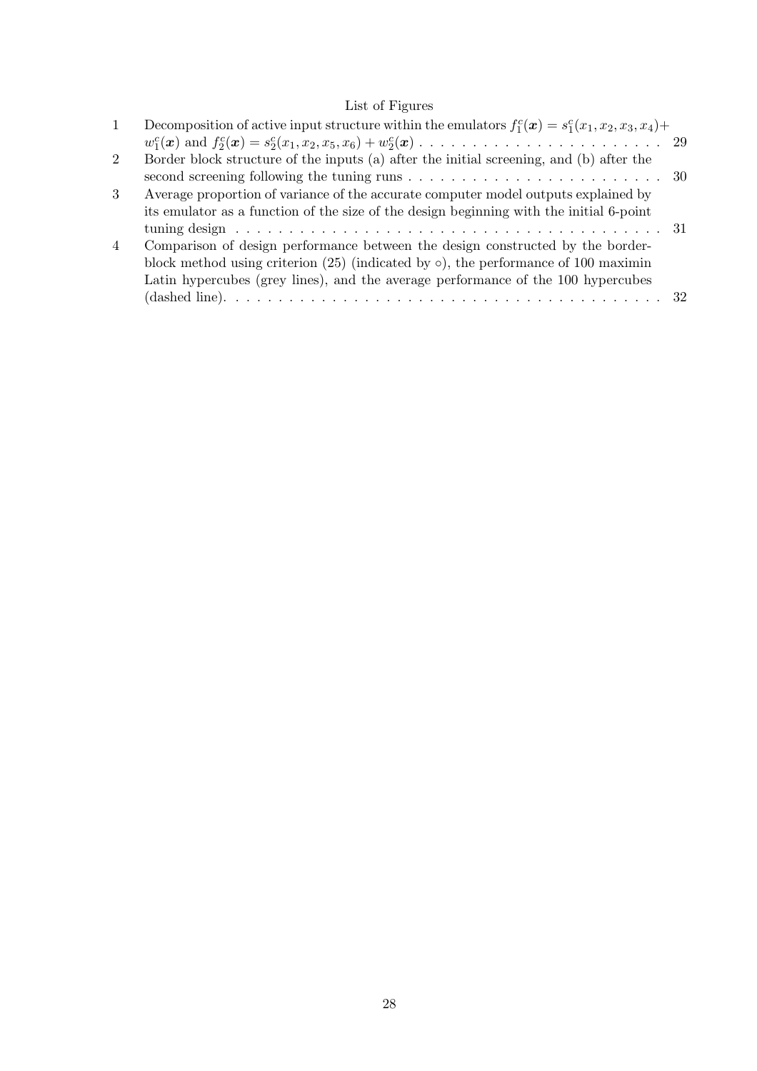# List of Figures

1. Decomposition of active input structure within the emulators $f_1^c(\boldsymbol{x}) = s_1^c(x_1, x_2, x_3, x_4) + w_1^c(\boldsymbol{x})$ and $f_2^c(\boldsymbol{x}) = s_2^c(x_1, x_2, x_5, x_6) + w_2^c(\boldsymbol{x})$ . . . . . . . . . . . . . . . . . . . . . . 29
2. Border block structure of the inputs (a) after the initial screening, and (b) after the second screening following the tuning runs . . . . . . . . . . . . . . . . . . . . . . . . 30
3. Average proportion of variance of the accurate computer model outputs explained by its emulator as a function of the size of the design beginning with the initial 6-point tuning design . . . . . . . . . . . . . . . . . . . . . . . . . . . . . . . . . . . . . . . . 31
4. Comparison of design performance between the design constructed by the border-block method using criterion (25) (indicated by $\circ$), the performance of 100 maximin Latin hypercubes (grey lines), and the average performance of the 100 hypercubes (dashed line). . . . . . . . . . . . . . . . . . . . . . . . . . . . . . . . . . . . . . . . . 32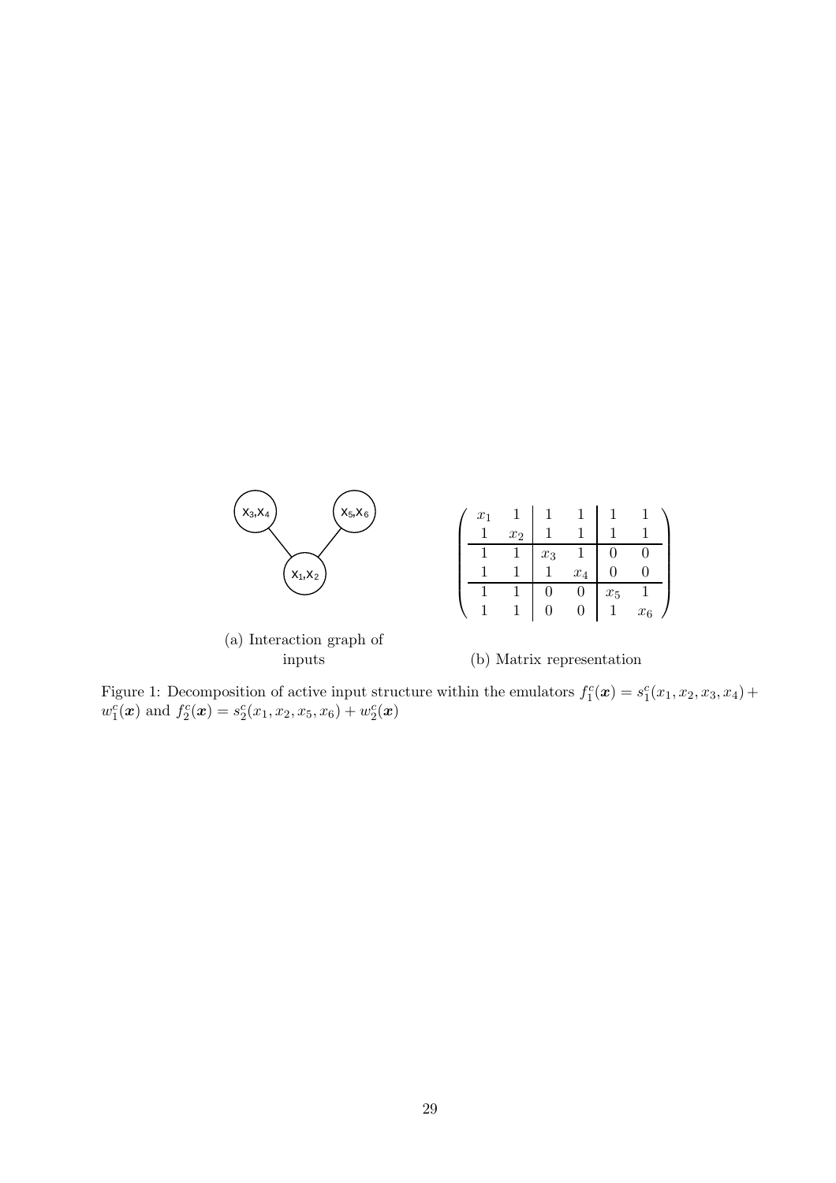(a) Interaction graph of inputs

$$\left(\begin{array}{cc|cc|cc}
x_1 & 1 & 1 & 1 & 1 & 1 \\
1 & x_2 & 1 & 1 & 1 & 1 \\
\hline
1 & 1 & x_3 & 1 & 0 & 0 \\
1 & 1 & 1 & x_4 & 0 & 0 \\
\hline
1 & 1 & 0 & 0 & x_5 & 1 \\
1 & 1 & 0 & 0 & 1 & x_6
\end{array}\right)$$

(b) Matrix representation

Figure 1: Decomposition of active input structure within the emulators $f_1^c(\boldsymbol{x}) = s_1^c(x_1, x_2, x_3, x_4) + w_1^c(\boldsymbol{x})$ and $f_2^c(\boldsymbol{x}) = s_2^c(x_1, x_2, x_5, x_6) + w_2^c(\boldsymbol{x})$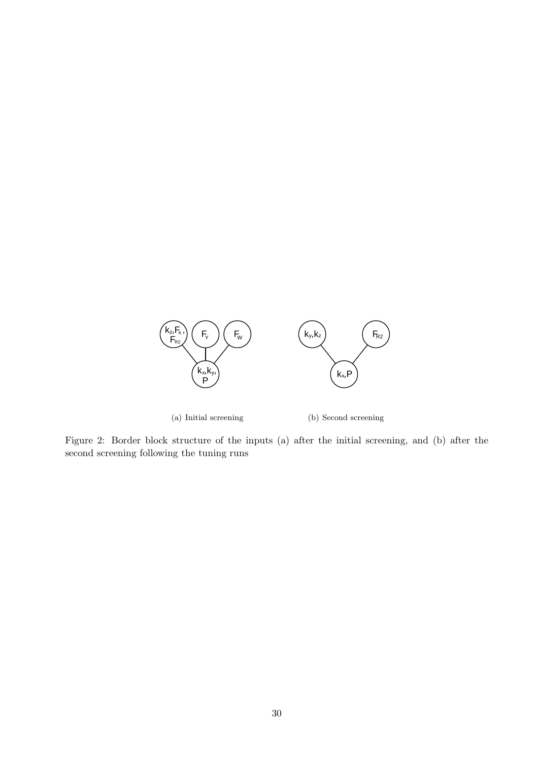(a) Initial screening

(b) Second screening

Figure 2: Border block structure of the inputs (a) after the initial screening, and (b) after the second screening following the tuning runs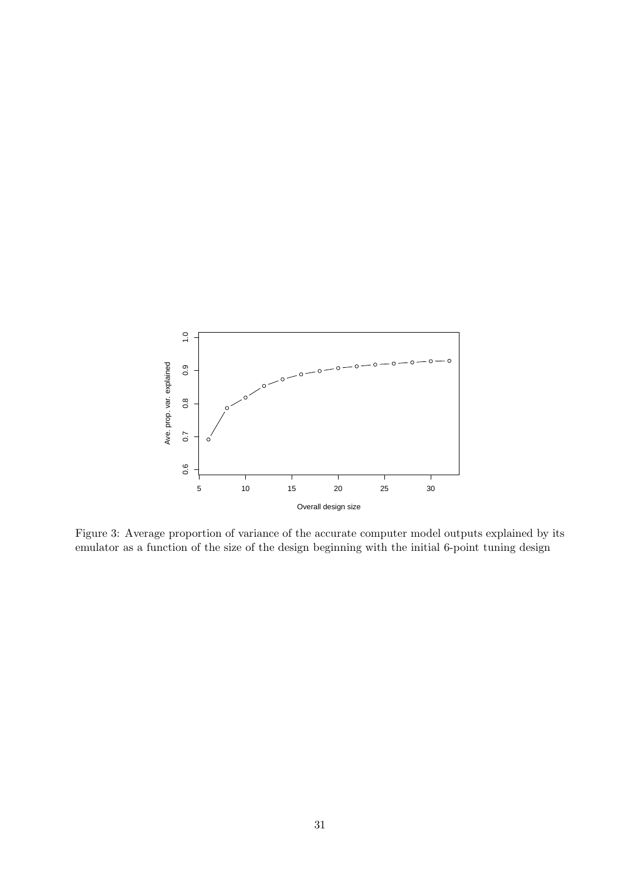Figure 3: Average proportion of variance of the accurate computer model outputs explained by its emulator as a function of the size of the design beginning with the initial 6-point tuning design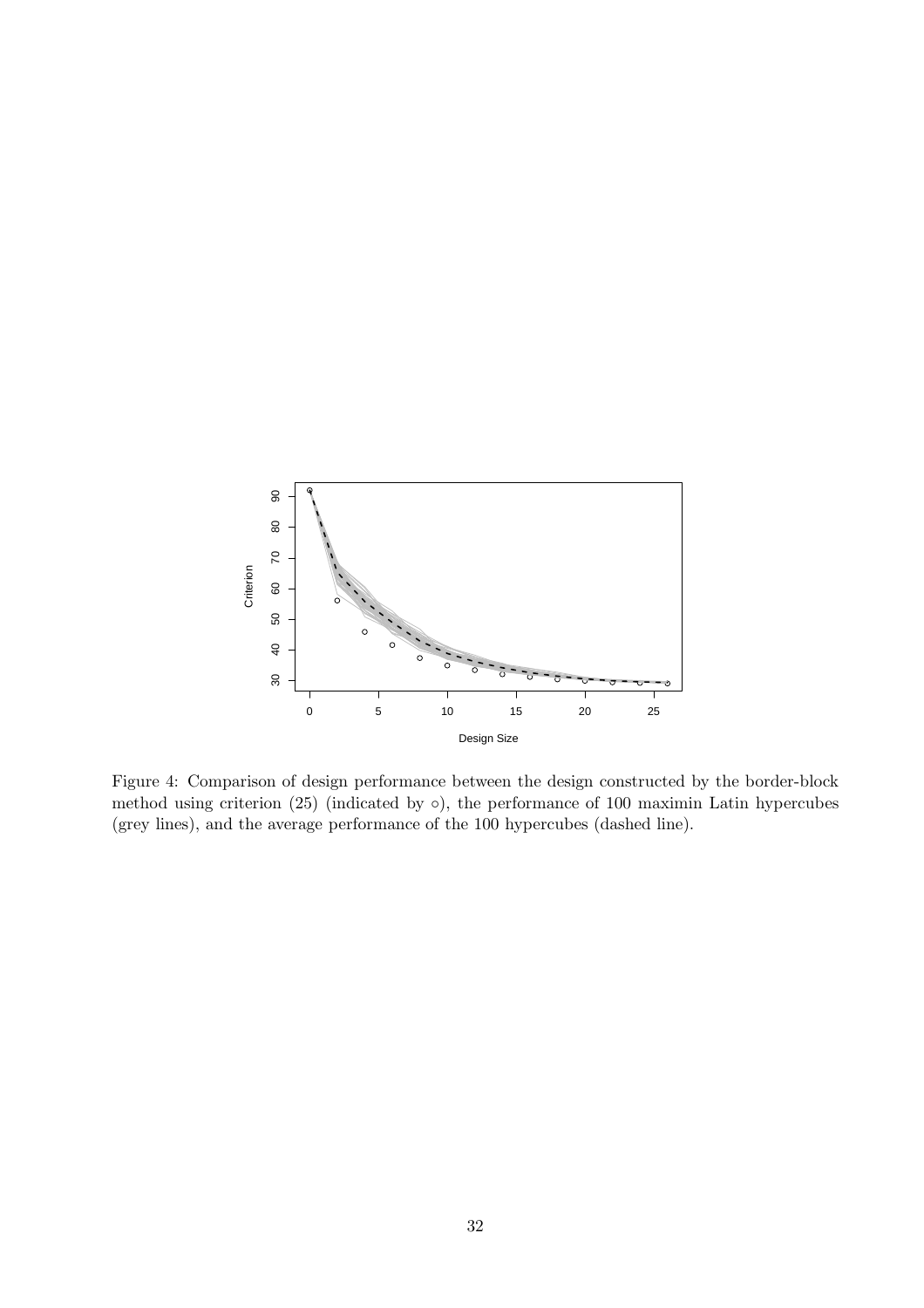Figure 4: Comparison of design performance between the design constructed by the border-block method using criterion (25) (indicated by $\circ$), the performance of 100 maximin Latin hypercubes (grey lines), and the average performance of the 100 hypercubes (dashed line).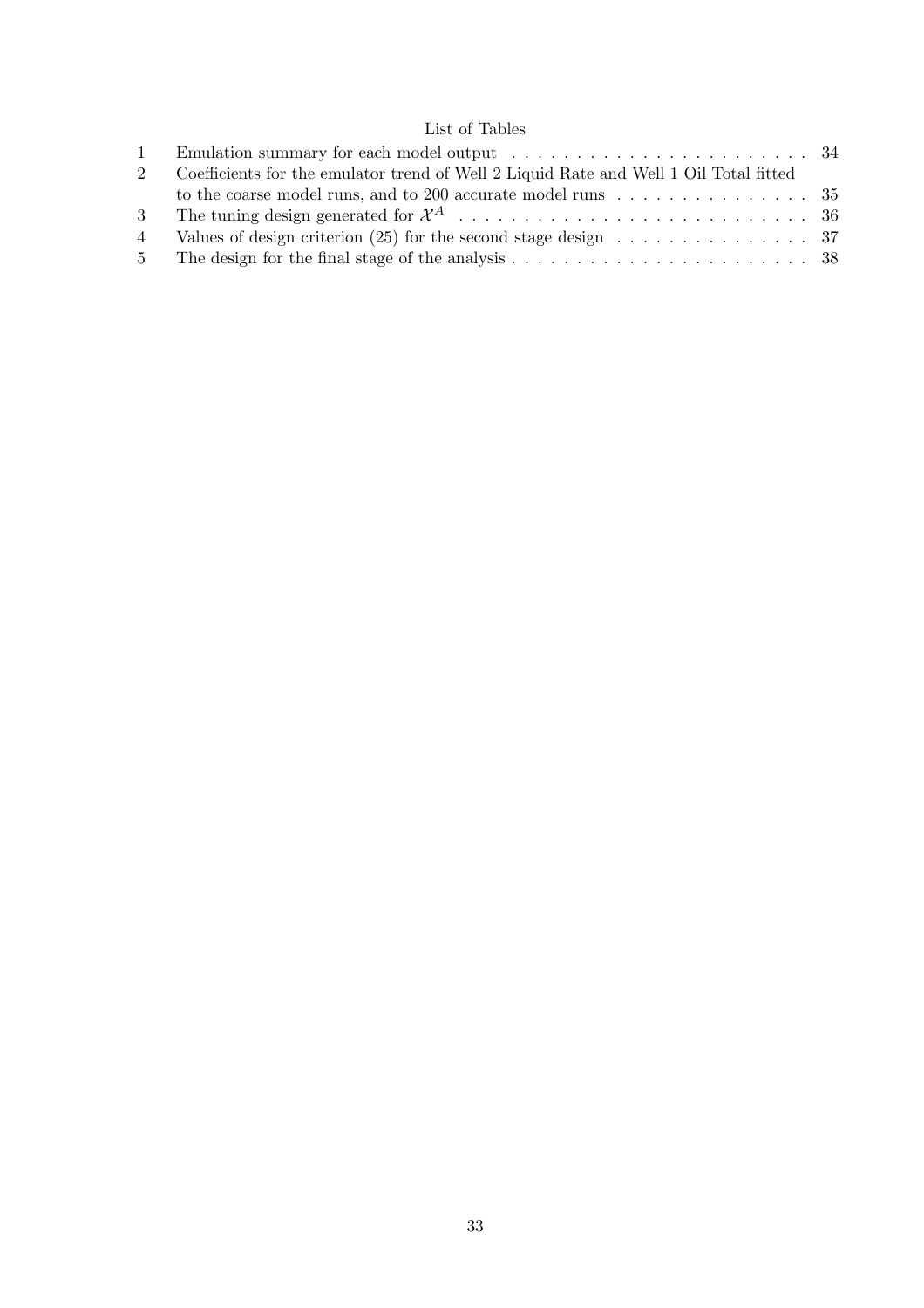# List of Tables

| | | |
|---|---|---|
| 1 | Emulation summary for each model output | 34 |
| 2 | Coefficients for the emulator trend of Well 2 Liquid Rate and Well 1 Oil Total fitted to the coarse model runs, and to 200 accurate model runs | 35 |
| 3 | The tuning design generated for $\mathcal{X}^A$ | 36 |
| 4 | Values of design criterion (25) for the second stage design | 37 |
| 5 | The design for the final stage of the analysis | 38 |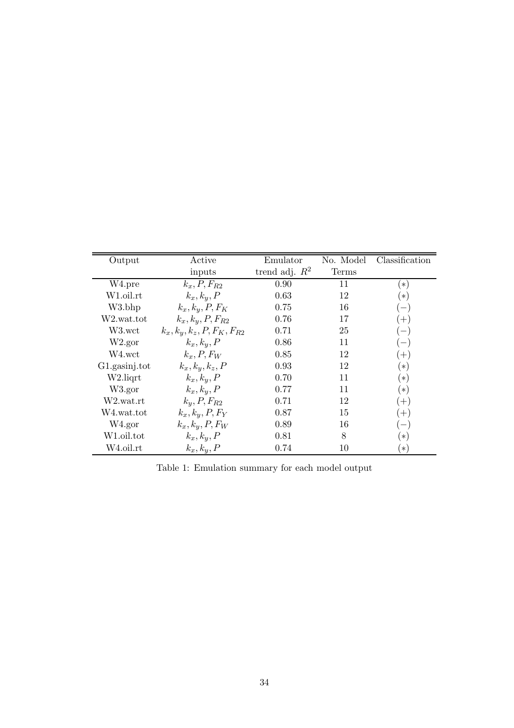| Output | Active inputs | Emulator trend adj. $R^2$ | No. Model Terms | Classification |
|---|---|---|---|---|
| W4.pre | $k_x, P, F_{R2}$ | 0.90 | 11 | $(*)$ |
| W1.oil.rt | $k_x, k_y, P$ | 0.63 | 12 | $(*)$ |
| W3.bhp | $k_x, k_y, P, F_K$ | 0.75 | 16 | $(-)$ |
| W2.wat.tot | $k_x, k_y, P, F_{R2}$ | 0.76 | 17 | $(+)$ |
| W3.wct | $k_x, k_y, k_z, P, F_K, F_{R2}$ | 0.71 | 25 | $(-)$ |
| W2.gor | $k_x, k_y, P$ | 0.86 | 11 | $(-)$ |
| W4.wct | $k_x, P, F_W$ | 0.85 | 12 | $(+)$ |
| G1.gasinj.tot | $k_x, k_y, k_z, P$ | 0.93 | 12 | $(*)$ |
| W2.liqrt | $k_x, k_y, P$ | 0.70 | 11 | $(*)$ |
| W3.gor | $k_x, k_y, P$ | 0.77 | 11 | $(*)$ |
| W2.wat.rt | $k_y, P, F_{R2}$ | 0.71 | 12 | $(+)$ |
| W4.wat.tot | $k_x, k_y, P, F_Y$ | 0.87 | 15 | $(+)$ |
| W4.gor | $k_x, k_y, P, F_W$ | 0.89 | 16 | $(-)$ |
| W1.oil.tot | $k_x, k_y, P$ | 0.81 | 8 | $(*)$ |
| W4.oil.rt | $k_x, k_y, P$ | 0.74 | 10 | $(*)$ |

Table 1: Emulation summary for each model output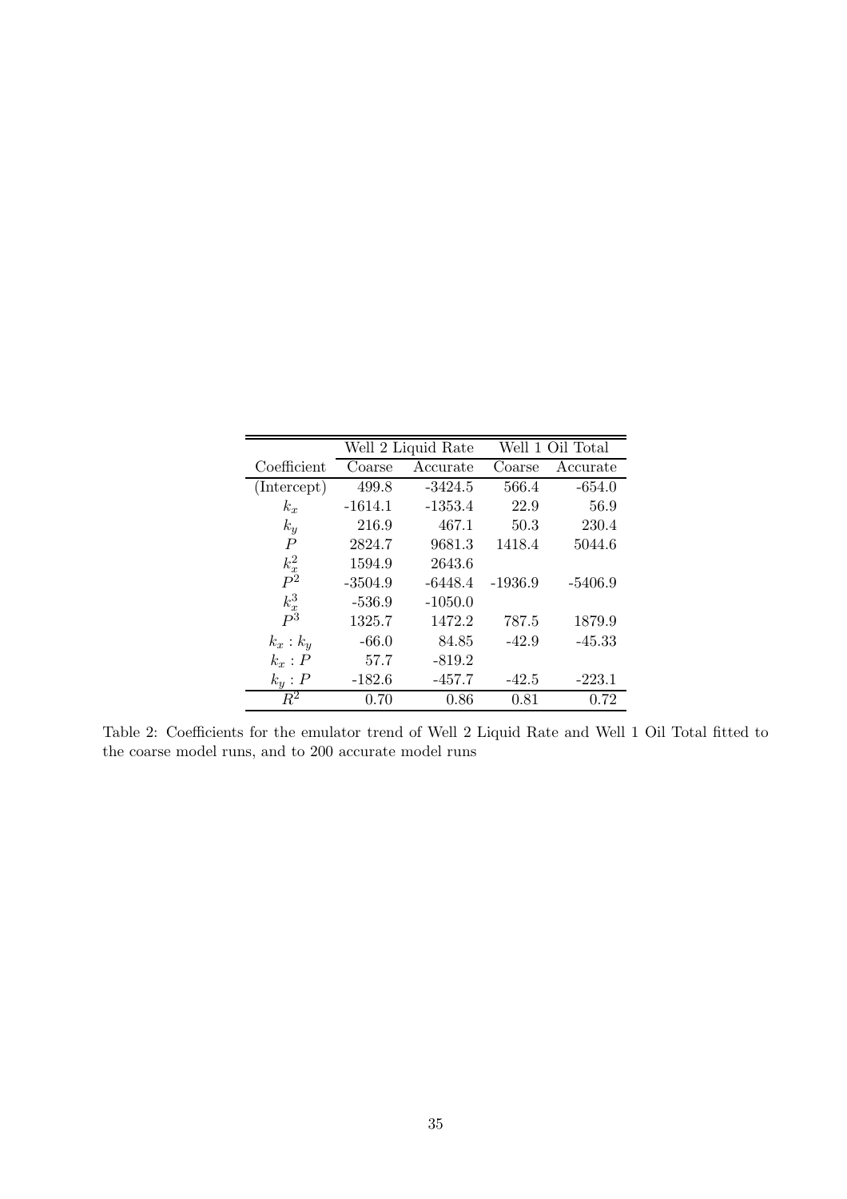| | Well 2 Liquid Rate | | Well 1 Oil Total | |
|---|---|---|---|---|
| Coefficient | Coarse | Accurate | Coarse | Accurate |
| (Intercept) | 499.8 | -3424.5 | 566.4 | -654.0 |
| $k_x$ | -1614.1 | -1353.4 | 22.9 | 56.9 |
| $k_y$ | 216.9 | 467.1 | 50.3 | 230.4 |
| $P$ | 2824.7 | 9681.3 | 1418.4 | 5044.6 |
| $k_x^2$ | 1594.9 | 2643.6 | | |
| $P^2$ | -3504.9 | -6448.4 | -1936.9 | -5406.9 |
| $k_x^3$ | -536.9 | -1050.0 | | |
| $P^3$ | 1325.7 | 1472.2 | 787.5 | 1879.9 |
| $k_x : k_y$ | -66.0 | 84.85 | -42.9 | -45.33 |
| $k_x : P$ | 57.7 | -819.2 | | |
| $k_y : P$ | -182.6 | -457.7 | -42.5 | -223.1 |
| $R^2$ | 0.70 | 0.86 | 0.81 | 0.72 |

Table 2: Coefficients for the emulator trend of Well 2 Liquid Rate and Well 1 Oil Total fitted to the coarse model runs, and to 200 accurate model runs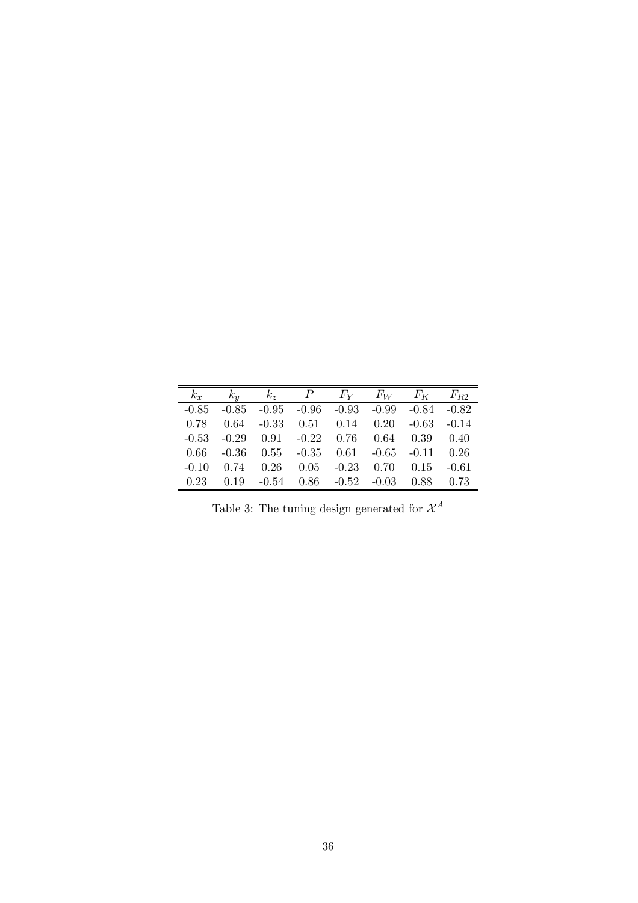| $k_x$ | $k_y$ | $k_z$ | $P$ | $F_Y$ | $F_W$ | $F_K$ | $F_{R2}$ |
|---|---|---|---|---|---|---|---|
| -0.85 | -0.85 | -0.95 | -0.96 | -0.93 | -0.99 | -0.84 | -0.82 |
| 0.78 | 0.64 | -0.33 | 0.51 | 0.14 | 0.20 | -0.63 | -0.14 |
| -0.53 | -0.29 | 0.91 | -0.22 | 0.76 | 0.64 | 0.39 | 0.40 |
| 0.66 | -0.36 | 0.55 | -0.35 | 0.61 | -0.65 | -0.11 | 0.26 |
| -0.10 | 0.74 | 0.26 | 0.05 | -0.23 | 0.70 | 0.15 | -0.61 |
| 0.23 | 0.19 | -0.54 | 0.86 | -0.52 | -0.03 | 0.88 | 0.73 |

Table 3: The tuning design generated for $\mathcal{X}^A$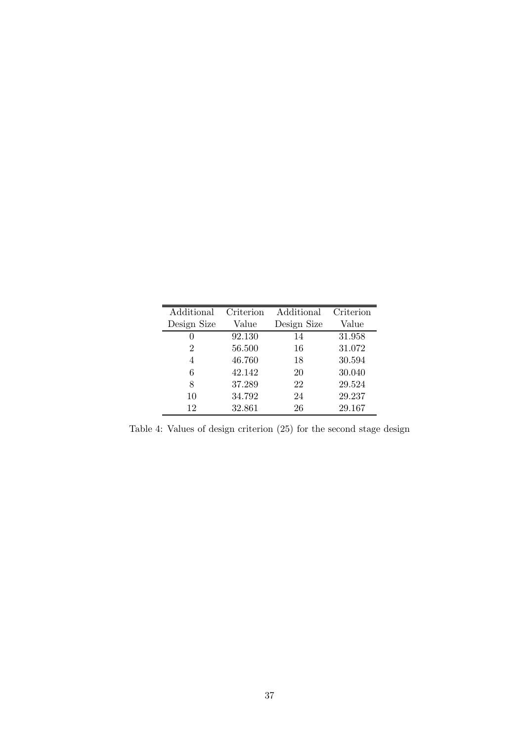| Additional Design Size | Criterion Value | Additional Design Size | Criterion Value |
|---|---|---|---|
| 0 | 92.130 | 14 | 31.958 |
| 2 | 56.500 | 16 | 31.072 |
| 4 | 46.760 | 18 | 30.594 |
| 6 | 42.142 | 20 | 30.040 |
| 8 | 37.289 | 22 | 29.524 |
| 10 | 34.792 | 24 | 29.237 |
| 12 | 32.861 | 26 | 29.167 |

Table 4: Values of design criterion (25) for the second stage design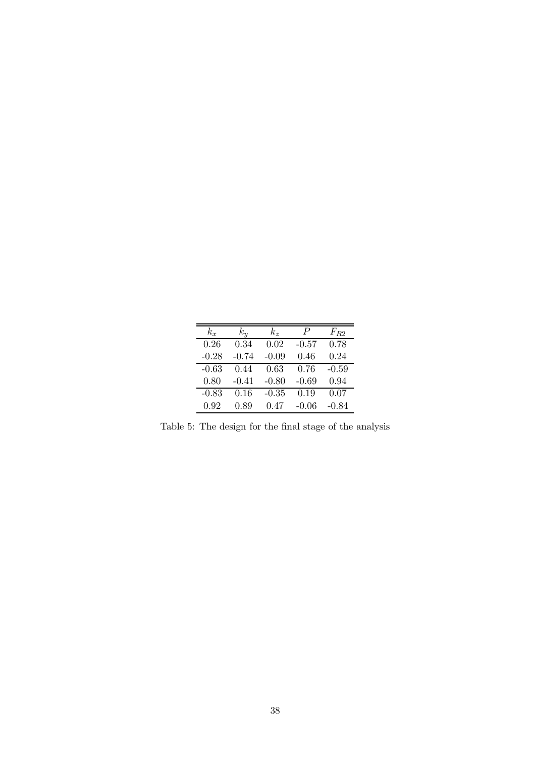| $k_x$ | $k_y$ | $k_z$ | $P$ | $F_{R2}$ |
|---|---|---|---|---|
| 0.26 | 0.34 | 0.02 | -0.57 | 0.78 |
| -0.28 | -0.74 | -0.09 | 0.46 | 0.24 |
| -0.63 | 0.44 | 0.63 | 0.76 | -0.59 |
| 0.80 | -0.41 | -0.80 | -0.69 | 0.94 |
| -0.83 | 0.16 | -0.35 | 0.19 | 0.07 |
| 0.92 | 0.89 | 0.47 | -0.06 | -0.84 |

Table 5: The design for the final stage of the analysis